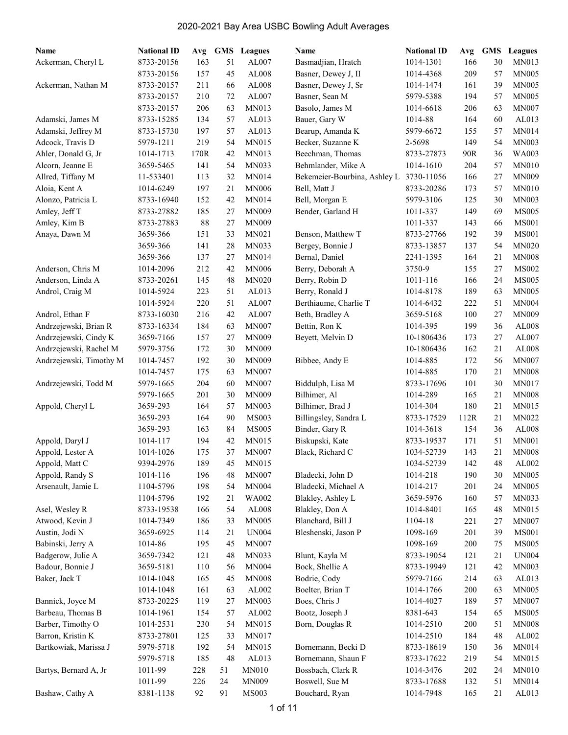# 2020-2021 Bay Area USBC Bowling Adult Averages

| Name | National ID | Avg | GMS | Leagues |
|---|---|---|---|---|
| Ackerman, Cheryl L | 8733-20156 | 163 | 51 | AL007 |
| | 8733-20156 | 157 | 45 | AL008 |
| Ackerman, Nathan M | 8733-20157 | 211 | 66 | AL008 |
| | 8733-20157 | 210 | 72 | AL007 |
| | 8733-20157 | 206 | 63 | MN013 |
| Adamski, James M | 8733-15285 | 134 | 57 | AL013 |
| Adamski, Jeffrey M | 8733-15730 | 197 | 57 | AL013 |
| Adcock, Travis D | 5979-1211 | 219 | 54 | MN015 |
| Ahler, Donald G, Jr | 1014-1713 | 170R | 42 | MN013 |
| Alcorn, Jeanne E | 3659-5465 | 141 | 54 | MN033 |
| Allred, Tiffany M | 11-533401 | 113 | 32 | MN014 |
| Aloia, Kent A | 1014-6249 | 197 | 21 | MN006 |
| Alonzo, Patricia L | 8733-16940 | 152 | 42 | MN014 |
| Amley, Jeff T | 8733-27882 | 185 | 27 | MN009 |
| Amley, Kim B | 8733-27883 | 88 | 27 | MN009 |
| Anaya, Dawn M | 3659-366 | 151 | 33 | MN021 |
| | 3659-366 | 141 | 28 | MN033 |
| | 3659-366 | 137 | 27 | MN014 |
| Anderson, Chris M | 1014-2096 | 212 | 42 | MN006 |
| Anderson, Linda A | 8733-20261 | 145 | 48 | MN020 |
| Androl, Craig M | 1014-5924 | 223 | 51 | AL013 |
| | 1014-5924 | 220 | 51 | AL007 |
| Androl, Ethan F | 8733-16030 | 216 | 42 | AL007 |
| Andrzejewski, Brian R | 8733-16334 | 184 | 63 | MN007 |
| Andrzejewski, Cindy K | 3659-7166 | 157 | 27 | MN009 |
| Andrzejewski, Rachel M | 5979-3756 | 172 | 30 | MN009 |
| Andrzejewski, Timothy M | 1014-7457 | 192 | 30 | MN009 |
| | 1014-7457 | 175 | 63 | MN007 |
| Andrzejewski, Todd M | 5979-1665 | 204 | 60 | MN007 |
| | 5979-1665 | 201 | 30 | MN009 |
| Appold, Cheryl L | 3659-293 | 164 | 57 | MN003 |
| | 3659-293 | 164 | 90 | MS003 |
| | 3659-293 | 163 | 84 | MS005 |
| Appold, Daryl J | 1014-117 | 194 | 42 | MN015 |
| Appold, Lester A | 1014-1026 | 175 | 37 | MN007 |
| Appold, Matt C | 9394-2976 | 189 | 45 | MN015 |
| Appold, Randy S | 1014-116 | 196 | 48 | MN007 |
| Arsenault, Jamie L | 1104-5796 | 198 | 54 | MN004 |
| | 1104-5796 | 192 | 21 | WA002 |
| Asel, Wesley R | 8733-19538 | 166 | 54 | AL008 |
| Atwood, Kevin J | 1014-7349 | 186 | 33 | MN005 |
| Austin, Jodi N | 3659-6925 | 114 | 21 | UN004 |
| Babinski, Jerry A | 1014-86 | 195 | 45 | MN007 |
| Badgerow, Julie A | 3659-7342 | 121 | 48 | MN033 |
| Badour, Bonnie J | 3659-5181 | 110 | 56 | MN004 |
| Baker, Jack T | 1014-1048 | 165 | 45 | MN008 |
| | 1014-1048 | 161 | 63 | AL002 |
| Bannick, Joyce M | 8733-20225 | 119 | 27 | MN003 |
| Barbeau, Thomas B | 1014-1961 | 154 | 57 | AL002 |
| Barber, Timothy O | 1014-2531 | 230 | 54 | MN015 |
| Barron, Kristin K | 8733-27801 | 125 | 33 | MN017 |
| Bartkowiak, Marissa J | 5979-5718 | 192 | 54 | MN015 |
| | 5979-5718 | 185 | 48 | AL013 |
| Bartys, Bernard A, Jr | 1011-99 | 228 | 51 | MN010 |
| | 1011-99 | 226 | 24 | MN009 |
| Bashaw, Cathy A | 8381-1138 | 92 | 91 | MS003 |
| Basmadjian, Hratch | 1014-1301 | 166 | 30 | MN013 |
| Basner, Dewey J, II | 1014-4368 | 209 | 57 | MN005 |
| Basner, Dewey J, Sr | 1014-1474 | 161 | 39 | MN005 |
| Basner, Sean M | 5979-5388 | 194 | 57 | MN005 |
| Basolo, James M | 1014-6618 | 206 | 63 | MN007 |
| Bauer, Gary W | 1014-88 | 164 | 60 | AL013 |
| Bearup, Amanda K | 5979-6672 | 155 | 57 | MN014 |
| Becker, Suzanne K | 2-5698 | 149 | 54 | MN003 |
| Beechman, Thomas | 8733-27873 | 90R | 36 | WA003 |
| Behmlander, Mike A | 1014-1610 | 204 | 57 | MN010 |
| Bekemeier-Bourbina, Ashley L | 3730-11056 | 166 | 27 | MN009 |
| Bell, Matt J | 8733-20286 | 173 | 57 | MN010 |
| Bell, Morgan E | 5979-3106 | 125 | 30 | MN003 |
| Bender, Garland H | 1011-337 | 149 | 69 | MS005 |
| | 1011-337 | 143 | 66 | MS001 |
| Benson, Matthew T | 8733-27766 | 192 | 39 | MS001 |
| Bergey, Bonnie J | 8733-13857 | 137 | 54 | MN020 |
| Bernal, Daniel | 2241-1395 | 164 | 21 | MN008 |
| Berry, Deborah A | 3750-9 | 155 | 27 | MS002 |
| Berry, Robin D | 1011-116 | 166 | 24 | MS005 |
| Berry, Ronald J | 1014-8178 | 189 | 63 | MN005 |
| Berthiaume, Charlie T | 1014-6432 | 222 | 51 | MN004 |
| Beth, Bradley A | 3659-5168 | 100 | 27 | MN009 |
| Bettin, Ron K | 1014-395 | 199 | 36 | AL008 |
| Beyett, Melvin D | 10-1806436 | 173 | 27 | AL007 |
| | 10-1806436 | 162 | 21 | AL008 |
| Bibbee, Andy E | 1014-885 | 172 | 56 | MN007 |
| | 1014-885 | 170 | 21 | MN008 |
| Biddulph, Lisa M | 8733-17696 | 101 | 30 | MN017 |
| Bilhimer, Al | 1014-289 | 165 | 21 | MN008 |
| Bilhimer, Brad J | 1014-304 | 180 | 21 | MN015 |
| Billingsley, Sandra L | 8733-17529 | 112R | 21 | MN022 |
| Binder, Gary R | 1014-3618 | 154 | 36 | AL008 |
| Biskupski, Kate | 8733-19537 | 171 | 51 | MN001 |
| Black, Richard C | 1034-52739 | 143 | 21 | MN008 |
| | 1034-52739 | 142 | 48 | AL002 |
| Bladecki, John D | 1014-218 | 190 | 30 | MN005 |
| Bladecki, Michael A | 1014-217 | 201 | 24 | MN005 |
| Blakley, Ashley L | 3659-5976 | 160 | 57 | MN033 |
| Blakley, Don A | 1014-8401 | 165 | 48 | MN015 |
| Blanchard, Bill J | 1104-18 | 221 | 27 | MN007 |
| Bleshenski, Jason P | 1098-169 | 201 | 39 | MS001 |
| | 1098-169 | 200 | 75 | MS005 |
| Blunt, Kayla M | 8733-19054 | 121 | 21 | UN004 |
| Bock, Shellie A | 8733-19949 | 121 | 42 | MN003 |
| Bodrie, Cody | 5979-7166 | 214 | 63 | AL013 |
| Boelter, Brian T | 1014-1766 | 200 | 63 | MN005 |
| Boes, Chris J | 1014-4027 | 189 | 57 | MN007 |
| Bootz, Joseph J | 8381-643 | 154 | 65 | MS005 |
| Born, Douglas R | 1014-2510 | 200 | 51 | MN008 |
| | 1014-2510 | 184 | 48 | AL002 |
| Bornemann, Becki D | 8733-18619 | 150 | 36 | MN014 |
| Bornemann, Shaun F | 8733-17622 | 219 | 54 | MN015 |
| Bossbach, Clark R | 1014-3476 | 202 | 24 | MN010 |
| Boswell, Sue M | 8733-17688 | 132 | 51 | MN014 |
| Bouchard, Ryan | 1014-7948 | 165 | 21 | AL013 |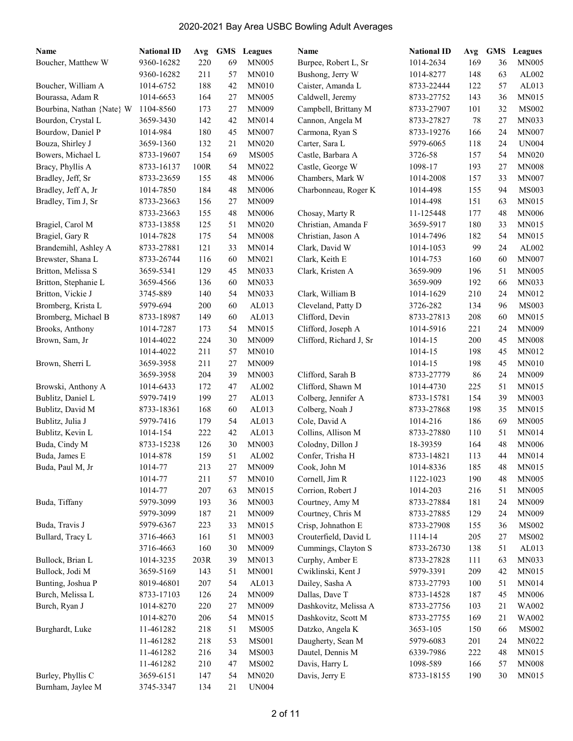# 2020-2021 Bay Area USBC Bowling Adult Averages

| Name | National ID | Avg | GMS | Leagues |
|---|---|---|---|---|
| Boucher, Matthew W | 9360-16282 | 220 | 69 | MN005 |
| | 9360-16282 | 211 | 57 | MN010 |
| Boucher, William A | 1014-6752 | 188 | 42 | MN010 |
| Bourassa, Adam R | 1014-6653 | 164 | 27 | MN005 |
| Bourbina, Nathan {Nate} W | 1104-8560 | 173 | 27 | MN009 |
| Bourdon, Crystal L | 3659-3430 | 142 | 42 | MN014 |
| Bourdow, Daniel P | 1014-984 | 180 | 45 | MN007 |
| Bouza, Shirley J | 3659-1360 | 132 | 21 | MN020 |
| Bowers, Michael L | 8733-19607 | 154 | 69 | MS005 |
| Bracy, Phyllis A | 8733-16137 | 100R | 54 | MN022 |
| Bradley, Jeff, Sr | 8733-23659 | 155 | 48 | MN006 |
| Bradley, Jeff A, Jr | 1014-7850 | 184 | 48 | MN006 |
| Bradley, Tim J, Sr | 8733-23663 | 156 | 27 | MN009 |
| | 8733-23663 | 155 | 48 | MN006 |
| Bragiel, Carol M | 8733-13858 | 125 | 51 | MN020 |
| Bragiel, Gary R | 1014-7828 | 175 | 54 | MN008 |
| Brandemihl, Ashley A | 8733-27881 | 121 | 33 | MN014 |
| Brewster, Shana L | 8733-26744 | 116 | 60 | MN021 |
| Britton, Melissa S | 3659-5341 | 129 | 45 | MN033 |
| Britton, Stephanie L | 3659-4566 | 136 | 60 | MN033 |
| Britton, Vickie J | 3745-889 | 140 | 54 | MN033 |
| Bromberg, Krista L | 5979-694 | 200 | 60 | AL013 |
| Bromberg, Michael B | 8733-18987 | 149 | 60 | AL013 |
| Brooks, Anthony | 1014-7287 | 173 | 54 | MN015 |
| Brown, Sam, Jr | 1014-4022 | 224 | 30 | MN009 |
| | 1014-4022 | 211 | 57 | MN010 |
| Brown, Sherri L | 3659-3958 | 211 | 27 | MN009 |
| | 3659-3958 | 204 | 39 | MN003 |
| Browski, Anthony A | 1014-6433 | 172 | 47 | AL002 |
| Bublitz, Daniel L | 5979-7419 | 199 | 27 | AL013 |
| Bublitz, David M | 8733-18361 | 168 | 60 | AL013 |
| Bublitz, Julia J | 5979-7416 | 179 | 54 | AL013 |
| Bublitz, Kevin L | 1014-154 | 222 | 42 | AL013 |
| Buda, Cindy M | 8733-15238 | 126 | 30 | MN003 |
| Buda, James E | 1014-878 | 159 | 51 | AL002 |
| Buda, Paul M, Jr | 1014-77 | 213 | 27 | MN009 |
| | 1014-77 | 211 | 57 | MN010 |
| | 1014-77 | 207 | 63 | MN015 |
| Buda, Tiffany | 5979-3099 | 193 | 36 | MN003 |
| | 5979-3099 | 187 | 21 | MN009 |
| Buda, Travis J | 5979-6367 | 223 | 33 | MN015 |
| Bullard, Tracy L | 3716-4663 | 161 | 51 | MN003 |
| | 3716-4663 | 160 | 30 | MN009 |
| Bullock, Brian L | 1014-3235 | 203R | 39 | MN013 |
| Bullock, Jodi M | 3659-5169 | 143 | 51 | MN001 |
| Bunting, Joshua P | 8019-46801 | 207 | 54 | AL013 |
| Burch, Melissa L | 8733-17103 | 126 | 24 | MN009 |
| Burch, Ryan J | 1014-8270 | 220 | 27 | MN009 |
| | 1014-8270 | 206 | 54 | MN015 |
| Burghardt, Luke | 11-461282 | 218 | 51 | MS005 |
| | 11-461282 | 218 | 53 | MS001 |
| | 11-461282 | 216 | 34 | MS003 |
| | 11-461282 | 210 | 47 | MS002 |
| Burley, Phyllis C | 3659-6151 | 147 | 54 | MN020 |
| Burnham, Jaylee M | 3745-3347 | 134 | 21 | UN004 |
| Burpee, Robert L, Sr | 1014-2634 | 169 | 36 | MN005 |
| Bushong, Jerry W | 1014-8277 | 148 | 63 | AL002 |
| Caister, Amanda L | 8733-22444 | 122 | 57 | AL013 |
| Caldwell, Jeremy | 8733-27752 | 143 | 36 | MN015 |
| Campbell, Brittany M | 8733-27907 | 101 | 32 | MS002 |
| Cannon, Angela M | 8733-27827 | 78 | 27 | MN033 |
| Carmona, Ryan S | 8733-19276 | 166 | 24 | MN007 |
| Carter, Sara L | 5979-6065 | 118 | 24 | UN004 |
| Castle, Barbara A | 3726-58 | 157 | 54 | MN020 |
| Castle, George W | 1098-17 | 193 | 27 | MN008 |
| Chambers, Mark W | 1014-2008 | 157 | 33 | MN007 |
| Charbonneau, Roger K | 1014-498 | 155 | 94 | MS003 |
| | 1014-498 | 151 | 63 | MN015 |
| Chosay, Marty R | 11-125448 | 177 | 48 | MN006 |
| Christian, Amanda F | 3659-5917 | 180 | 33 | MN015 |
| Christian, Jason A | 1014-7496 | 182 | 54 | MN015 |
| Clark, David W | 1014-1053 | 99 | 24 | AL002 |
| Clark, Keith E | 1014-753 | 160 | 60 | MN007 |
| Clark, Kristen A | 3659-909 | 196 | 51 | MN005 |
| | 3659-909 | 192 | 66 | MN033 |
| Clark, William B | 1014-1629 | 210 | 24 | MN012 |
| Cleveland, Patty D | 3726-282 | 134 | 96 | MS003 |
| Clifford, Devin | 8733-27813 | 208 | 60 | MN015 |
| Clifford, Joseph A | 1014-5916 | 221 | 24 | MN009 |
| Clifford, Richard J, Sr | 1014-15 | 200 | 45 | MN008 |
| | 1014-15 | 198 | 45 | MN012 |
| | 1014-15 | 198 | 45 | MN010 |
| Clifford, Sarah B | 8733-27779 | 86 | 24 | MN009 |
| Clifford, Shawn M | 1014-4730 | 225 | 51 | MN015 |
| Colberg, Jennifer A | 8733-15781 | 154 | 39 | MN003 |
| Colberg, Noah J | 8733-27868 | 198 | 35 | MN015 |
| Cole, David A | 1014-216 | 186 | 69 | MN005 |
| Collins, Allison M | 8733-27880 | 110 | 51 | MN014 |
| Colodny, Dillon J | 18-39359 | 164 | 48 | MN006 |
| Confer, Trisha H | 8733-14821 | 113 | 44 | MN014 |
| Cook, John M | 1014-8336 | 185 | 48 | MN015 |
| Cornell, Jim R | 1122-1023 | 190 | 48 | MN005 |
| Corrion, Robert J | 1014-203 | 216 | 51 | MN005 |
| Courtney, Amy M | 8733-27884 | 181 | 24 | MN009 |
| Courtney, Chris M | 8733-27885 | 129 | 24 | MN009 |
| Crisp, Johnathon E | 8733-27908 | 155 | 36 | MS002 |
| Crouterfield, David L | 1114-14 | 205 | 27 | MS002 |
| Cummings, Clayton S | 8733-26730 | 138 | 51 | AL013 |
| Curphy, Amber E | 8733-27828 | 111 | 63 | MN033 |
| Cwiklinski, Kent J | 5979-3391 | 209 | 42 | MN015 |
| Dailey, Sasha A | 8733-27793 | 100 | 51 | MN014 |
| Dallas, Dave T | 8733-14528 | 187 | 45 | MN006 |
| Dashkovitz, Melissa A | 8733-27756 | 103 | 21 | WA002 |
| Dashkovitz, Scott M | 8733-27755 | 169 | 21 | WA002 |
| Datzko, Angela K | 3653-105 | 150 | 66 | MS002 |
| Daugherty, Sean M | 5979-6083 | 201 | 24 | MN022 |
| Dautel, Dennis M | 6339-7986 | 222 | 48 | MN015 |
| Davis, Harry L | 1098-589 | 166 | 57 | MN008 |
| Davis, Jerry E | 8733-18155 | 190 | 30 | MN015 |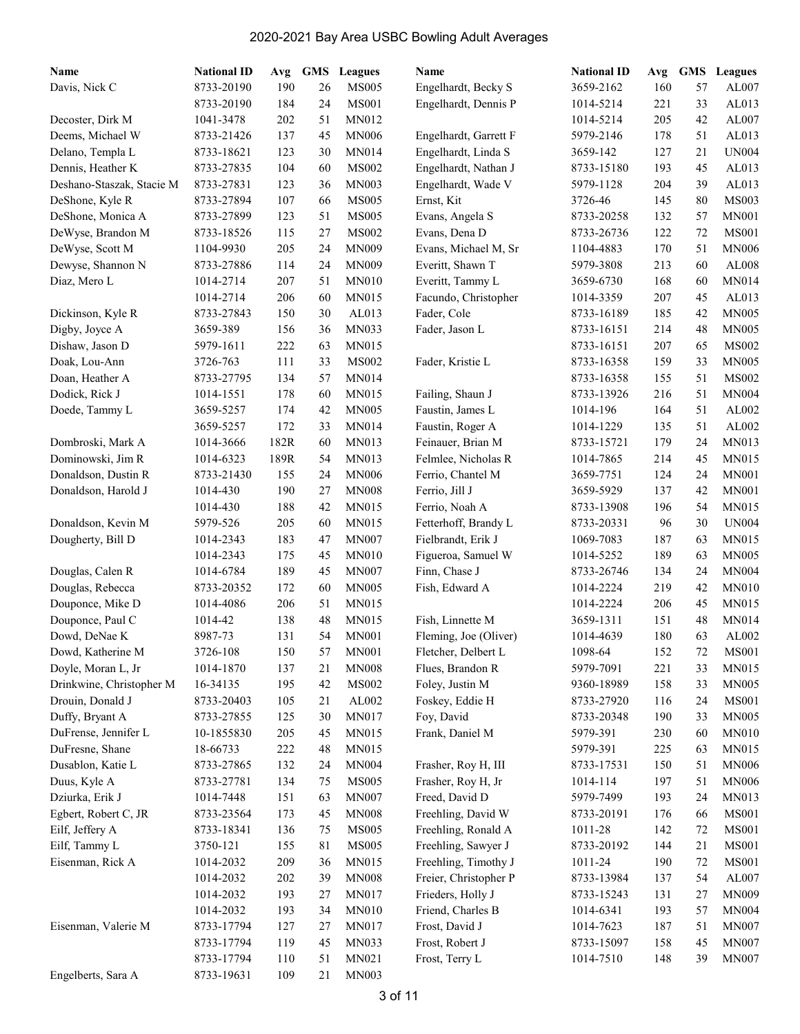# 2020-2021 Bay Area USBC Bowling Adult Averages

| Name | National ID | Avg | GMS | Leagues |
|---|---|---|---|---|
| Davis, Nick C | 8733-20190 | 190 | 26 | MS005 |
| | 8733-20190 | 184 | 24 | MS001 |
| Decoster, Dirk M | 1041-3478 | 202 | 51 | MN012 |
| Deems, Michael W | 8733-21426 | 137 | 45 | MN006 |
| Delano, Templa L | 8733-18621 | 123 | 30 | MN014 |
| Dennis, Heather K | 8733-27835 | 104 | 60 | MS002 |
| Deshano-Staszak, Stacie M | 8733-27831 | 123 | 36 | MN003 |
| DeShone, Kyle R | 8733-27894 | 107 | 66 | MS005 |
| DeShone, Monica A | 8733-27899 | 123 | 51 | MS005 |
| DeWyse, Brandon M | 8733-18526 | 115 | 27 | MS002 |
| DeWyse, Scott M | 1104-9930 | 205 | 24 | MN009 |
| Dewyse, Shannon N | 8733-27886 | 114 | 24 | MN009 |
| Diaz, Mero L | 1014-2714 | 207 | 51 | MN010 |
| | 1014-2714 | 206 | 60 | MN015 |
| Dickinson, Kyle R | 8733-27843 | 150 | 30 | AL013 |
| Digby, Joyce A | 3659-389 | 156 | 36 | MN033 |
| Dishaw, Jason D | 5979-1611 | 222 | 63 | MN015 |
| Doak, Lou-Ann | 3726-763 | 111 | 33 | MS002 |
| Doan, Heather A | 8733-27795 | 134 | 57 | MN014 |
| Dodick, Rick J | 1014-1551 | 178 | 60 | MN015 |
| Doede, Tammy L | 3659-5257 | 174 | 42 | MN005 |
| | 3659-5257 | 172 | 33 | MN014 |
| Dombroski, Mark A | 1014-3666 | 182R | 60 | MN013 |
| Dominowski, Jim R | 1014-6323 | 189R | 54 | MN013 |
| Donaldson, Dustin R | 8733-21430 | 155 | 24 | MN006 |
| Donaldson, Harold J | 1014-430 | 190 | 27 | MN008 |
| | 1014-430 | 188 | 42 | MN015 |
| Donaldson, Kevin M | 5979-526 | 205 | 60 | MN015 |
| Dougherty, Bill D | 1014-2343 | 183 | 47 | MN007 |
| | 1014-2343 | 175 | 45 | MN010 |
| Douglas, Calen R | 1014-6784 | 189 | 45 | MN007 |
| Douglas, Rebecca | 8733-20352 | 172 | 60 | MN005 |
| Douponce, Mike D | 1014-4086 | 206 | 51 | MN015 |
| Douponce, Paul C | 1014-42 | 138 | 48 | MN015 |
| Dowd, DeNae K | 8987-73 | 131 | 54 | MN001 |
| Dowd, Katherine M | 3726-108 | 150 | 57 | MN001 |
| Doyle, Moran L, Jr | 1014-1870 | 137 | 21 | MN008 |
| Drinkwine, Christopher M | 16-34135 | 195 | 42 | MS002 |
| Drouin, Donald J | 8733-20403 | 105 | 21 | AL002 |
| Duffy, Bryant A | 8733-27855 | 125 | 30 | MN017 |
| DuFrense, Jennifer L | 10-1855830 | 205 | 45 | MN015 |
| DuFresne, Shane | 18-66733 | 222 | 48 | MN015 |
| Dusablon, Katie L | 8733-27865 | 132 | 24 | MN004 |
| Duus, Kyle A | 8733-27781 | 134 | 75 | MS005 |
| Dziurka, Erik J | 1014-7448 | 151 | 63 | MN007 |
| Egbert, Robert C, JR | 8733-23564 | 173 | 45 | MN008 |
| Eilf, Jeffery A | 8733-18341 | 136 | 75 | MS005 |
| Eilf, Tammy L | 3750-121 | 155 | 81 | MS005 |
| Eisenman, Rick A | 1014-2032 | 209 | 36 | MN015 |
| | 1014-2032 | 202 | 39 | MN008 |
| | 1014-2032 | 193 | 27 | MN017 |
| | 1014-2032 | 193 | 34 | MN010 |
| Eisenman, Valerie M | 8733-17794 | 127 | 27 | MN017 |
| | 8733-17794 | 119 | 45 | MN033 |
| | 8733-17794 | 110 | 51 | MN021 |
| Engelberts, Sara A | 8733-19631 | 109 | 21 | MN003 |
| Engelhardt, Becky S | 3659-2162 | 160 | 57 | AL007 |
| Engelhardt, Dennis P | 1014-5214 | 221 | 33 | AL013 |
| | 1014-5214 | 205 | 42 | AL007 |
| Engelhardt, Garrett F | 5979-2146 | 178 | 51 | AL013 |
| Engelhardt, Linda S | 3659-142 | 127 | 21 | UN004 |
| Engelhardt, Nathan J | 8733-15180 | 193 | 45 | AL013 |
| Engelhardt, Wade V | 5979-1128 | 204 | 39 | AL013 |
| Ernst, Kit | 3726-46 | 145 | 80 | MS003 |
| Evans, Angela S | 8733-20258 | 132 | 57 | MN001 |
| Evans, Dena D | 8733-26736 | 122 | 72 | MS001 |
| Evans, Michael M, Sr | 1104-4883 | 170 | 51 | MN006 |
| Everitt, Shawn T | 5979-3808 | 213 | 60 | AL008 |
| Everitt, Tammy L | 3659-6730 | 168 | 60 | MN014 |
| Facundo, Christopher | 1014-3359 | 207 | 45 | AL013 |
| Fader, Cole | 8733-16189 | 185 | 42 | MN005 |
| Fader, Jason L | 8733-16151 | 214 | 48 | MN005 |
| | 8733-16151 | 207 | 65 | MS002 |
| Fader, Kristie L | 8733-16358 | 159 | 33 | MN005 |
| | 8733-16358 | 155 | 51 | MS002 |
| Failing, Shaun J | 8733-13926 | 216 | 51 | MN004 |
| Faustin, James L | 1014-196 | 164 | 51 | AL002 |
| Faustin, Roger A | 1014-1229 | 135 | 51 | AL002 |
| Feinauer, Brian M | 8733-15721 | 179 | 24 | MN013 |
| Felmlee, Nicholas R | 1014-7865 | 214 | 45 | MN015 |
| Ferrio, Chantel M | 3659-7751 | 124 | 24 | MN001 |
| Ferrio, Jill J | 3659-5929 | 137 | 42 | MN001 |
| Ferrio, Noah A | 8733-13908 | 196 | 54 | MN015 |
| Fetterhoff, Brandy L | 8733-20331 | 96 | 30 | UN004 |
| Fielbrandt, Erik J | 1069-7083 | 187 | 63 | MN015 |
| Figueroa, Samuel W | 1014-5252 | 189 | 63 | MN005 |
| Finn, Chase J | 8733-26746 | 134 | 24 | MN004 |
| Fish, Edward A | 1014-2224 | 219 | 42 | MN010 |
| | 1014-2224 | 206 | 45 | MN015 |
| Fish, Linnette M | 3659-1311 | 151 | 48 | MN014 |
| Fleming, Joe (Oliver) | 1014-4639 | 180 | 63 | AL002 |
| Fletcher, Delbert L | 1098-64 | 152 | 72 | MS001 |
| Flues, Brandon R | 5979-7091 | 221 | 33 | MN015 |
| Foley, Justin M | 9360-18989 | 158 | 33 | MN005 |
| Foskey, Eddie H | 8733-27920 | 116 | 24 | MS001 |
| Foy, David | 8733-20348 | 190 | 33 | MN005 |
| Frank, Daniel M | 5979-391 | 230 | 60 | MN010 |
| | 5979-391 | 225 | 63 | MN015 |
| Frasher, Roy H, III | 8733-17531 | 150 | 51 | MN006 |
| Frasher, Roy H, Jr | 1014-114 | 197 | 51 | MN006 |
| Freed, David D | 5979-7499 | 193 | 24 | MN013 |
| Freehling, David W | 8733-20191 | 176 | 66 | MS001 |
| Freehling, Ronald A | 1011-28 | 142 | 72 | MS001 |
| Freehling, Sawyer J | 8733-20192 | 144 | 21 | MS001 |
| Freehling, Timothy J | 1011-24 | 190 | 72 | MS001 |
| Freier, Christopher P | 8733-13984 | 137 | 54 | AL007 |
| Frieders, Holly J | 8733-15243 | 131 | 27 | MN009 |
| Friend, Charles B | 1014-6341 | 193 | 57 | MN004 |
| Frost, David J | 1014-7623 | 187 | 51 | MN007 |
| Frost, Robert J | 8733-15097 | 158 | 45 | MN007 |
| Frost, Terry L | 1014-7510 | 148 | 39 | MN007 |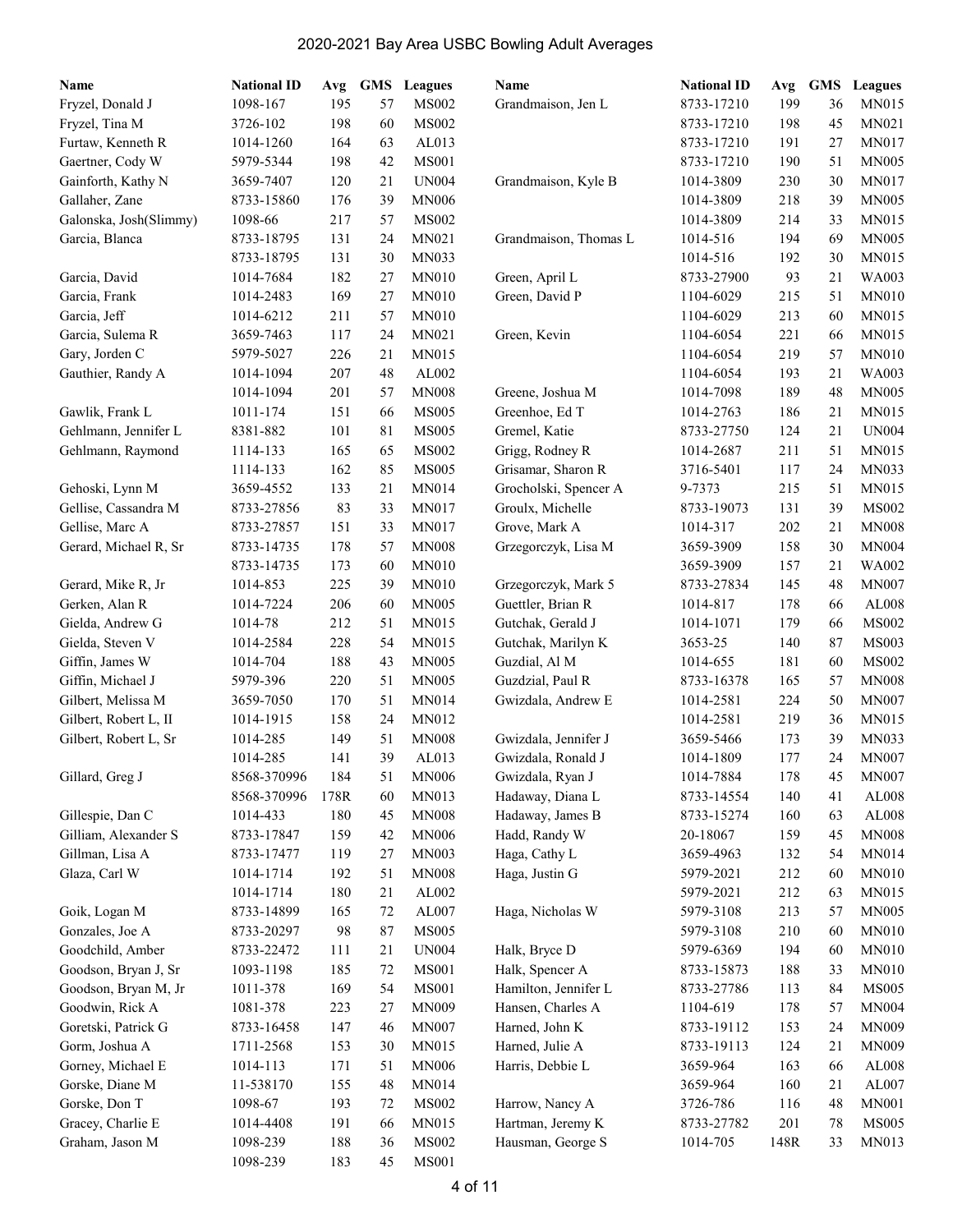# 2020-2021 Bay Area USBC Bowling Adult Averages

| Name | National ID | Avg | GMS | Leagues |
|---|---|---|---|---|
| Fryzel, Donald J | 1098-167 | 195 | 57 | MS002 |
| Fryzel, Tina M | 3726-102 | 198 | 60 | MS002 |
| Furtaw, Kenneth R | 1014-1260 | 164 | 63 | AL013 |
| Gaertner, Cody W | 5979-5344 | 198 | 42 | MS001 |
| Gainforth, Kathy N | 3659-7407 | 120 | 21 | UN004 |
| Gallaher, Zane | 8733-15860 | 176 | 39 | MN006 |
| Galonska, Josh(Slimmy) | 1098-66 | 217 | 57 | MS002 |
| Garcia, Blanca | 8733-18795 | 131 | 24 | MN021 |
| | 8733-18795 | 131 | 30 | MN033 |
| Garcia, David | 1014-7684 | 182 | 27 | MN010 |
| Garcia, Frank | 1014-2483 | 169 | 27 | MN010 |
| Garcia, Jeff | 1014-6212 | 211 | 57 | MN010 |
| Garcia, Sulema R | 3659-7463 | 117 | 24 | MN021 |
| Gary, Jorden C | 5979-5027 | 226 | 21 | MN015 |
| Gauthier, Randy A | 1014-1094 | 207 | 48 | AL002 |
| | 1014-1094 | 201 | 57 | MN008 |
| Gawlik, Frank L | 1011-174 | 151 | 66 | MS005 |
| Gehlmann, Jennifer L | 8381-882 | 101 | 81 | MS005 |
| Gehlmann, Raymond | 1114-133 | 165 | 65 | MS002 |
| | 1114-133 | 162 | 85 | MS005 |
| Gehoski, Lynn M | 3659-4552 | 133 | 21 | MN014 |
| Gellise, Cassandra M | 8733-27856 | 83 | 33 | MN017 |
| Gellise, Marc A | 8733-27857 | 151 | 33 | MN017 |
| Gerard, Michael R, Sr | 8733-14735 | 178 | 57 | MN008 |
| | 8733-14735 | 173 | 60 | MN010 |
| Gerard, Mike R, Jr | 1014-853 | 225 | 39 | MN010 |
| Gerken, Alan R | 1014-7224 | 206 | 60 | MN005 |
| Gielda, Andrew G | 1014-78 | 212 | 51 | MN015 |
| Gielda, Steven V | 1014-2584 | 228 | 54 | MN015 |
| Giffin, James W | 1014-704 | 188 | 43 | MN005 |
| Giffin, Michael J | 5979-396 | 220 | 51 | MN005 |
| Gilbert, Melissa M | 3659-7050 | 170 | 51 | MN014 |
| Gilbert, Robert L, II | 1014-1915 | 158 | 24 | MN012 |
| Gilbert, Robert L, Sr | 1014-285 | 149 | 51 | MN008 |
| | 1014-285 | 141 | 39 | AL013 |
| Gillard, Greg J | 8568-370996 | 184 | 51 | MN006 |
| | 8568-370996 | 178R | 60 | MN013 |
| Gillespie, Dan C | 1014-433 | 180 | 45 | MN008 |
| Gilliam, Alexander S | 8733-17847 | 159 | 42 | MN006 |
| Gillman, Lisa A | 8733-17477 | 119 | 27 | MN003 |
| Glaza, Carl W | 1014-1714 | 192 | 51 | MN008 |
| | 1014-1714 | 180 | 21 | AL002 |
| Goik, Logan M | 8733-14899 | 165 | 72 | AL007 |
| Gonzales, Joe A | 8733-20297 | 98 | 87 | MS005 |
| Goodchild, Amber | 8733-22472 | 111 | 21 | UN004 |
| Goodson, Bryan J, Sr | 1093-1198 | 185 | 72 | MS001 |
| Goodson, Bryan M, Jr | 1011-378 | 169 | 54 | MS001 |
| Goodwin, Rick A | 1081-378 | 223 | 27 | MN009 |
| Goretski, Patrick G | 8733-16458 | 147 | 46 | MN007 |
| Gorm, Joshua A | 1711-2568 | 153 | 30 | MN015 |
| Gorney, Michael E | 1014-113 | 171 | 51 | MN006 |
| Gorske, Diane M | 11-538170 | 155 | 48 | MN014 |
| Gorske, Don T | 1098-67 | 193 | 72 | MS002 |
| Gracey, Charlie E | 1014-4408 | 191 | 66 | MN015 |
| Graham, Jason M | 1098-239 | 188 | 36 | MS002 |
| | 1098-239 | 183 | 45 | MS001 |
| Grandmaison, Jen L | 8733-17210 | 199 | 36 | MN015 |
| | 8733-17210 | 198 | 45 | MN021 |
| | 8733-17210 | 191 | 27 | MN017 |
| | 8733-17210 | 190 | 51 | MN005 |
| Grandmaison, Kyle B | 1014-3809 | 230 | 30 | MN017 |
| | 1014-3809 | 218 | 39 | MN005 |
| | 1014-3809 | 214 | 33 | MN015 |
| Grandmaison, Thomas L | 1014-516 | 194 | 69 | MN005 |
| | 1014-516 | 192 | 30 | MN015 |
| Green, April L | 8733-27900 | 93 | 21 | WA003 |
| Green, David P | 1104-6029 | 215 | 51 | MN010 |
| | 1104-6029 | 213 | 60 | MN015 |
| Green, Kevin | 1104-6054 | 221 | 66 | MN015 |
| | 1104-6054 | 219 | 57 | MN010 |
| | 1104-6054 | 193 | 21 | WA003 |
| Greene, Joshua M | 1014-7098 | 189 | 48 | MN005 |
| Greenhoe, Ed T | 1014-2763 | 186 | 21 | MN015 |
| Gremel, Katie | 8733-27750 | 124 | 21 | UN004 |
| Grigg, Rodney R | 1014-2687 | 211 | 51 | MN015 |
| Grisamar, Sharon R | 3716-5401 | 117 | 24 | MN033 |
| Grocholski, Spencer A | 9-7373 | 215 | 51 | MN015 |
| Groulx, Michelle | 8733-19073 | 131 | 39 | MS002 |
| Grove, Mark A | 1014-317 | 202 | 21 | MN008 |
| Grzegorczyk, Lisa M | 3659-3909 | 158 | 30 | MN004 |
| | 3659-3909 | 157 | 21 | WA002 |
| Grzegorczyk, Mark 5 | 8733-27834 | 145 | 48 | MN007 |
| Guettler, Brian R | 1014-817 | 178 | 66 | AL008 |
| Gutchak, Gerald J | 1014-1071 | 179 | 66 | MS002 |
| Gutchak, Marilyn K | 3653-25 | 140 | 87 | MS003 |
| Guzdial, Al M | 1014-655 | 181 | 60 | MS002 |
| Guzdzial, Paul R | 8733-16378 | 165 | 57 | MN008 |
| Gwizdala, Andrew E | 1014-2581 | 224 | 50 | MN007 |
| | 1014-2581 | 219 | 36 | MN015 |
| Gwizdala, Jennifer J | 3659-5466 | 173 | 39 | MN033 |
| Gwizdala, Ronald J | 1014-1809 | 177 | 24 | MN007 |
| Gwizdala, Ryan J | 1014-7884 | 178 | 45 | MN007 |
| Hadaway, Diana L | 8733-14554 | 140 | 41 | AL008 |
| Hadaway, James B | 8733-15274 | 160 | 63 | AL008 |
| Hadd, Randy W | 20-18067 | 159 | 45 | MN008 |
| Haga, Cathy L | 3659-4963 | 132 | 54 | MN014 |
| Haga, Justin G | 5979-2021 | 212 | 60 | MN010 |
| | 5979-2021 | 212 | 63 | MN015 |
| Haga, Nicholas W | 5979-3108 | 213 | 57 | MN005 |
| | 5979-3108 | 210 | 60 | MN010 |
| Halk, Bryce D | 5979-6369 | 194 | 60 | MN010 |
| Halk, Spencer A | 8733-15873 | 188 | 33 | MN010 |
| Hamilton, Jennifer L | 8733-27786 | 113 | 84 | MS005 |
| Hansen, Charles A | 1104-619 | 178 | 57 | MN004 |
| Harned, John K | 8733-19112 | 153 | 24 | MN009 |
| Harned, Julie A | 8733-19113 | 124 | 21 | MN009 |
| Harris, Debbie L | 3659-964 | 163 | 66 | AL008 |
| | 3659-964 | 160 | 21 | AL007 |
| Harrow, Nancy A | 3726-786 | 116 | 48 | MN001 |
| Hartman, Jeremy K | 8733-27782 | 201 | 78 | MS005 |
| Hausman, George S | 1014-705 | 148R | 33 | MN013 |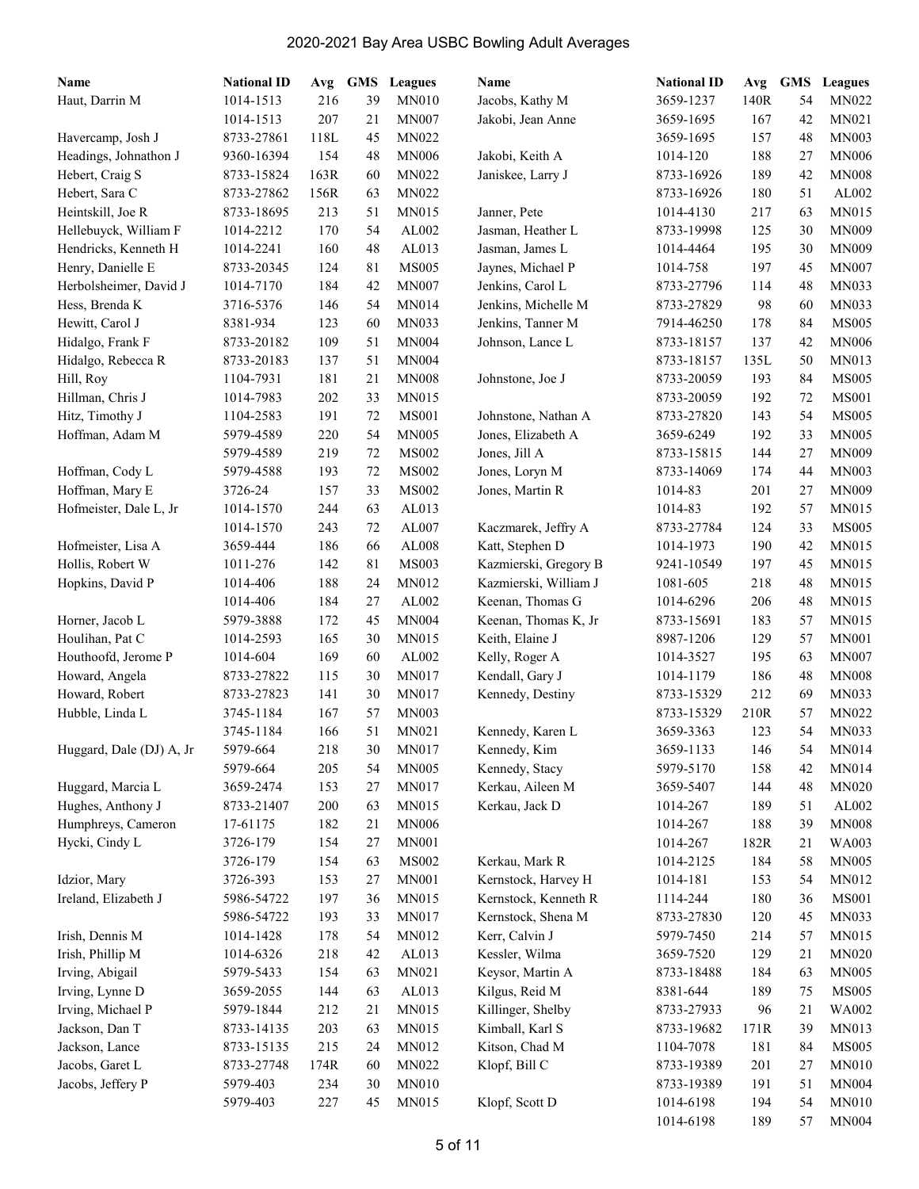# 2020-2021 Bay Area USBC Bowling Adult Averages

| Name | National ID | Avg | GMS | Leagues |
|---|---|---|---|---|
| Haut, Darrin M | 1014-1513 | 216 | 39 | MN010 |
| | 1014-1513 | 207 | 21 | MN007 |
| Havercamp, Josh J | 8733-27861 | 118L | 45 | MN022 |
| Headings, Johnathon J | 9360-16394 | 154 | 48 | MN006 |
| Hebert, Craig S | 8733-15824 | 163R | 60 | MN022 |
| Hebert, Sara C | 8733-27862 | 156R | 63 | MN022 |
| Heintskill, Joe R | 8733-18695 | 213 | 51 | MN015 |
| Hellebuyck, William F | 1014-2212 | 170 | 54 | AL002 |
| Hendricks, Kenneth H | 1014-2241 | 160 | 48 | AL013 |
| Henry, Danielle E | 8733-20345 | 124 | 81 | MS005 |
| Herbolsheimer, David J | 1014-7170 | 184 | 42 | MN007 |
| Hess, Brenda K | 3716-5376 | 146 | 54 | MN014 |
| Hewitt, Carol J | 8381-934 | 123 | 60 | MN033 |
| Hidalgo, Frank F | 8733-20182 | 109 | 51 | MN004 |
| Hidalgo, Rebecca R | 8733-20183 | 137 | 51 | MN004 |
| Hill, Roy | 1104-7931 | 181 | 21 | MN008 |
| Hillman, Chris J | 1014-7983 | 202 | 33 | MN015 |
| Hitz, Timothy J | 1104-2583 | 191 | 72 | MS001 |
| Hoffman, Adam M | 5979-4589 | 220 | 54 | MN005 |
| | 5979-4589 | 219 | 72 | MS002 |
| Hoffman, Cody L | 5979-4588 | 193 | 72 | MS002 |
| Hoffman, Mary E | 3726-24 | 157 | 33 | MS002 |
| Hofmeister, Dale L, Jr | 1014-1570 | 244 | 63 | AL013 |
| | 1014-1570 | 243 | 72 | AL007 |
| Hofmeister, Lisa A | 3659-444 | 186 | 66 | AL008 |
| Hollis, Robert W | 1011-276 | 142 | 81 | MS003 |
| Hopkins, David P | 1014-406 | 188 | 24 | MN012 |
| | 1014-406 | 184 | 27 | AL002 |
| Horner, Jacob L | 5979-3888 | 172 | 45 | MN004 |
| Houlihan, Pat C | 1014-2593 | 165 | 30 | MN015 |
| Houthoofd, Jerome P | 1014-604 | 169 | 60 | AL002 |
| Howard, Angela | 8733-27822 | 115 | 30 | MN017 |
| Howard, Robert | 8733-27823 | 141 | 30 | MN017 |
| Hubble, Linda L | 3745-1184 | 167 | 57 | MN003 |
| | 3745-1184 | 166 | 51 | MN021 |
| Huggard, Dale (DJ) A, Jr | 5979-664 | 218 | 30 | MN017 |
| | 5979-664 | 205 | 54 | MN005 |
| Huggard, Marcia L | 3659-2474 | 153 | 27 | MN017 |
| Hughes, Anthony J | 8733-21407 | 200 | 63 | MN015 |
| Humphreys, Cameron | 17-61175 | 182 | 21 | MN006 |
| Hycki, Cindy L | 3726-179 | 154 | 27 | MN001 |
| | 3726-179 | 154 | 63 | MS002 |
| Idzior, Mary | 3726-393 | 153 | 27 | MN001 |
| Ireland, Elizabeth J | 5986-54722 | 197 | 36 | MN015 |
| | 5986-54722 | 193 | 33 | MN017 |
| Irish, Dennis M | 1014-1428 | 178 | 54 | MN012 |
| Irish, Phillip M | 1014-6326 | 218 | 42 | AL013 |
| Irving, Abigail | 5979-5433 | 154 | 63 | MN021 |
| Irving, Lynne D | 3659-2055 | 144 | 63 | AL013 |
| Irving, Michael P | 5979-1844 | 212 | 21 | MN015 |
| Jackson, Dan T | 8733-14135 | 203 | 63 | MN015 |
| Jackson, Lance | 8733-15135 | 215 | 24 | MN012 |
| Jacobs, Garet L | 8733-27748 | 174R | 60 | MN022 |
| Jacobs, Jeffery P | 5979-403 | 234 | 30 | MN010 |
| | 5979-403 | 227 | 45 | MN015 |
| Jacobs, Kathy M | 3659-1237 | 140R | 54 | MN022 |
| Jakobi, Jean Anne | 3659-1695 | 167 | 42 | MN021 |
| | 3659-1695 | 157 | 48 | MN003 |
| Jakobi, Keith A | 1014-120 | 188 | 27 | MN006 |
| Janiskee, Larry J | 8733-16926 | 189 | 42 | MN008 |
| | 8733-16926 | 180 | 51 | AL002 |
| Janner, Pete | 1014-4130 | 217 | 63 | MN015 |
| Jasman, Heather L | 8733-19998 | 125 | 30 | MN009 |
| Jasman, James L | 1014-4464 | 195 | 30 | MN009 |
| Jaynes, Michael P | 1014-758 | 197 | 45 | MN007 |
| Jenkins, Carol L | 8733-27796 | 114 | 48 | MN033 |
| Jenkins, Michelle M | 8733-27829 | 98 | 60 | MN033 |
| Jenkins, Tanner M | 7914-46250 | 178 | 84 | MS005 |
| Johnson, Lance L | 8733-18157 | 137 | 42 | MN006 |
| | 8733-18157 | 135L | 50 | MN013 |
| Johnstone, Joe J | 8733-20059 | 193 | 84 | MS005 |
| | 8733-20059 | 192 | 72 | MS001 |
| Johnstone, Nathan A | 8733-27820 | 143 | 54 | MS005 |
| Jones, Elizabeth A | 3659-6249 | 192 | 33 | MN005 |
| Jones, Jill A | 8733-15815 | 144 | 27 | MN009 |
| Jones, Loryn M | 8733-14069 | 174 | 44 | MN003 |
| Jones, Martin R | 1014-83 | 201 | 27 | MN009 |
| | 1014-83 | 192 | 57 | MN015 |
| Kaczmarek, Jeffry A | 8733-27784 | 124 | 33 | MS005 |
| Katt, Stephen D | 1014-1973 | 190 | 42 | MN015 |
| Kazmierski, Gregory B | 9241-10549 | 197 | 45 | MN015 |
| Kazmierski, William J | 1081-605 | 218 | 48 | MN015 |
| Keenan, Thomas G | 1014-6296 | 206 | 48 | MN015 |
| Keenan, Thomas K, Jr | 8733-15691 | 183 | 57 | MN015 |
| Keith, Elaine J | 8987-1206 | 129 | 57 | MN001 |
| Kelly, Roger A | 1014-3527 | 195 | 63 | MN007 |
| Kendall, Gary J | 1014-1179 | 186 | 48 | MN008 |
| Kennedy, Destiny | 8733-15329 | 212 | 69 | MN033 |
| | 8733-15329 | 210R | 57 | MN022 |
| Kennedy, Karen L | 3659-3363 | 123 | 54 | MN033 |
| Kennedy, Kim | 3659-1133 | 146 | 54 | MN014 |
| Kennedy, Stacy | 5979-5170 | 158 | 42 | MN014 |
| Kerkau, Aileen M | 3659-5407 | 144 | 48 | MN020 |
| Kerkau, Jack D | 1014-267 | 189 | 51 | AL002 |
| | 1014-267 | 188 | 39 | MN008 |
| | 1014-267 | 182R | 21 | WA003 |
| Kerkau, Mark R | 1014-2125 | 184 | 58 | MN005 |
| Kernstock, Harvey H | 1014-181 | 153 | 54 | MN012 |
| Kernstock, Kenneth R | 1114-244 | 180 | 36 | MS001 |
| Kernstock, Shena M | 8733-27830 | 120 | 45 | MN033 |
| Kerr, Calvin J | 5979-7450 | 214 | 57 | MN015 |
| Kessler, Wilma | 3659-7520 | 129 | 21 | MN020 |
| Keysor, Martin A | 8733-18488 | 184 | 63 | MN005 |
| Kilgus, Reid M | 8381-644 | 189 | 75 | MS005 |
| Killinger, Shelby | 8733-27933 | 96 | 21 | WA002 |
| Kimball, Karl S | 8733-19682 | 171R | 39 | MN013 |
| Kitson, Chad M | 1104-7078 | 181 | 84 | MS005 |
| Klopf, Bill C | 8733-19389 | 201 | 27 | MN010 |
| | 8733-19389 | 191 | 51 | MN004 |
| Klopf, Scott D | 1014-6198 | 194 | 54 | MN010 |
| | 1014-6198 | 189 | 57 | MN004 |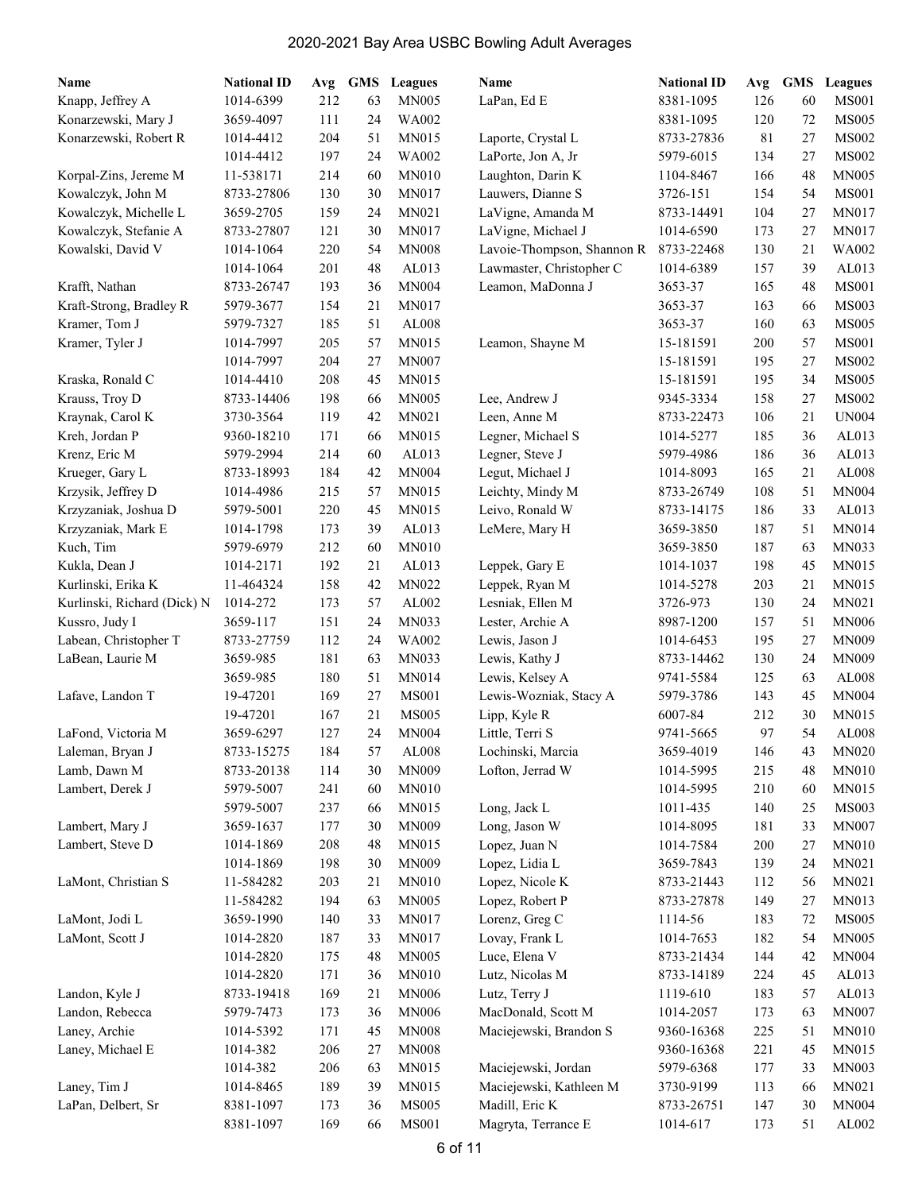# 2020-2021 Bay Area USBC Bowling Adult Averages

| Name | National ID | Avg | GMS | Leagues |
|---|---|---|---|---|
| Knapp, Jeffrey A | 1014-6399 | 212 | 63 | MN005 |
| Konarzewski, Mary J | 3659-4097 | 111 | 24 | WA002 |
| Konarzewski, Robert R | 1014-4412 | 204 | 51 | MN015 |
| | 1014-4412 | 197 | 24 | WA002 |
| Korpal-Zins, Jereme M | 11-538171 | 214 | 60 | MN010 |
| Kowalczyk, John M | 8733-27806 | 130 | 30 | MN017 |
| Kowalczyk, Michelle L | 3659-2705 | 159 | 24 | MN021 |
| Kowalczyk, Stefanie A | 8733-27807 | 121 | 30 | MN017 |
| Kowalski, David V | 1014-1064 | 220 | 54 | MN008 |
| | 1014-1064 | 201 | 48 | AL013 |
| Krafft, Nathan | 8733-26747 | 193 | 36 | MN004 |
| Kraft-Strong, Bradley R | 5979-3677 | 154 | 21 | MN017 |
| Kramer, Tom J | 5979-7327 | 185 | 51 | AL008 |
| Kramer, Tyler J | 1014-7997 | 205 | 57 | MN015 |
| | 1014-7997 | 204 | 27 | MN007 |
| Kraska, Ronald C | 1014-4410 | 208 | 45 | MN015 |
| Krauss, Troy D | 8733-14406 | 198 | 66 | MN005 |
| Kraynak, Carol K | 3730-3564 | 119 | 42 | MN021 |
| Kreh, Jordan P | 9360-18210 | 171 | 66 | MN015 |
| Krenz, Eric M | 5979-2994 | 214 | 60 | AL013 |
| Krueger, Gary L | 8733-18993 | 184 | 42 | MN004 |
| Krzysik, Jeffrey D | 1014-4986 | 215 | 57 | MN015 |
| Krzyzaniak, Joshua D | 5979-5001 | 220 | 45 | MN015 |
| Krzyzaniak, Mark E | 1014-1798 | 173 | 39 | AL013 |
| Kuch, Tim | 5979-6979 | 212 | 60 | MN010 |
| Kukla, Dean J | 1014-2171 | 192 | 21 | AL013 |
| Kurlinski, Erika K | 11-464324 | 158 | 42 | MN022 |
| Kurlinski, Richard (Dick) N | 1014-272 | 173 | 57 | AL002 |
| Kussro, Judy I | 3659-117 | 151 | 24 | MN033 |
| Labean, Christopher T | 8733-27759 | 112 | 24 | WA002 |
| LaBean, Laurie M | 3659-985 | 181 | 63 | MN033 |
| | 3659-985 | 180 | 51 | MN014 |
| Lafave, Landon T | 19-47201 | 169 | 27 | MS001 |
| | 19-47201 | 167 | 21 | MS005 |
| LaFond, Victoria M | 3659-6297 | 127 | 24 | MN004 |
| Laleman, Bryan J | 8733-15275 | 184 | 57 | AL008 |
| Lamb, Dawn M | 8733-20138 | 114 | 30 | MN009 |
| Lambert, Derek J | 5979-5007 | 241 | 60 | MN010 |
| | 5979-5007 | 237 | 66 | MN015 |
| Lambert, Mary J | 3659-1637 | 177 | 30 | MN009 |
| Lambert, Steve D | 1014-1869 | 208 | 48 | MN015 |
| | 1014-1869 | 198 | 30 | MN009 |
| LaMont, Christian S | 11-584282 | 203 | 21 | MN010 |
| | 11-584282 | 194 | 63 | MN005 |
| LaMont, Jodi L | 3659-1990 | 140 | 33 | MN017 |
| LaMont, Scott J | 1014-2820 | 187 | 33 | MN017 |
| | 1014-2820 | 175 | 48 | MN005 |
| | 1014-2820 | 171 | 36 | MN010 |
| Landon, Kyle J | 8733-19418 | 169 | 21 | MN006 |
| Landon, Rebecca | 5979-7473 | 173 | 36 | MN006 |
| Laney, Archie | 1014-5392 | 171 | 45 | MN008 |
| Laney, Michael E | 1014-382 | 206 | 27 | MN008 |
| | 1014-382 | 206 | 63 | MN015 |
| Laney, Tim J | 1014-8465 | 189 | 39 | MN015 |
| LaPan, Delbert, Sr | 8381-1097 | 173 | 36 | MS005 |
| | 8381-1097 | 169 | 66 | MS001 |
| LaPan, Ed E | 8381-1095 | 126 | 60 | MS001 |
| | 8381-1095 | 120 | 72 | MS005 |
| Laporte, Crystal L | 8733-27836 | 81 | 27 | MS002 |
| LaPorte, Jon A, Jr | 5979-6015 | 134 | 27 | MS002 |
| Laughton, Darin K | 1104-8467 | 166 | 48 | MN005 |
| Lauwers, Dianne S | 3726-151 | 154 | 54 | MS001 |
| LaVigne, Amanda M | 8733-14491 | 104 | 27 | MN017 |
| LaVigne, Michael J | 1014-6590 | 173 | 27 | MN017 |
| Lavoie-Thompson, Shannon R | 8733-22468 | 130 | 21 | WA002 |
| Lawmaster, Christopher C | 1014-6389 | 157 | 39 | AL013 |
| Leamon, MaDonna J | 3653-37 | 165 | 48 | MS001 |
| | 3653-37 | 163 | 66 | MS003 |
| | 3653-37 | 160 | 63 | MS005 |
| Leamon, Shayne M | 15-181591 | 200 | 57 | MS001 |
| | 15-181591 | 195 | 27 | MS002 |
| | 15-181591 | 195 | 34 | MS005 |
| Lee, Andrew J | 9345-3334 | 158 | 27 | MS002 |
| Leen, Anne M | 8733-22473 | 106 | 21 | UN004 |
| Legner, Michael S | 1014-5277 | 185 | 36 | AL013 |
| Legner, Steve J | 5979-4986 | 186 | 36 | AL013 |
| Legut, Michael J | 1014-8093 | 165 | 21 | AL008 |
| Leichty, Mindy M | 8733-26749 | 108 | 51 | MN004 |
| Leivo, Ronald W | 8733-14175 | 186 | 33 | AL013 |
| LeMere, Mary H | 3659-3850 | 187 | 51 | MN014 |
| | 3659-3850 | 187 | 63 | MN033 |
| Leppek, Gary E | 1014-1037 | 198 | 45 | MN015 |
| Leppek, Ryan M | 1014-5278 | 203 | 21 | MN015 |
| Lesniak, Ellen M | 3726-973 | 130 | 24 | MN021 |
| Lester, Archie A | 8987-1200 | 157 | 51 | MN006 |
| Lewis, Jason J | 1014-6453 | 195 | 27 | MN009 |
| Lewis, Kathy J | 8733-14462 | 130 | 24 | MN009 |
| Lewis, Kelsey A | 9741-5584 | 125 | 63 | AL008 |
| Lewis-Wozniak, Stacy A | 5979-3786 | 143 | 45 | MN004 |
| Lipp, Kyle R | 6007-84 | 212 | 30 | MN015 |
| Little, Terri S | 9741-5665 | 97 | 54 | AL008 |
| Lochinski, Marcia | 3659-4019 | 146 | 43 | MN020 |
| Lofton, Jerrad W | 1014-5995 | 215 | 48 | MN010 |
| | 1014-5995 | 210 | 60 | MN015 |
| Long, Jack L | 1011-435 | 140 | 25 | MS003 |
| Long, Jason W | 1014-8095 | 181 | 33 | MN007 |
| Lopez, Juan N | 1014-7584 | 200 | 27 | MN010 |
| Lopez, Lidia L | 3659-7843 | 139 | 24 | MN021 |
| Lopez, Nicole K | 8733-21443 | 112 | 56 | MN021 |
| Lopez, Robert P | 8733-27878 | 149 | 27 | MN013 |
| Lorenz, Greg C | 1114-56 | 183 | 72 | MS005 |
| Lovay, Frank L | 1014-7653 | 182 | 54 | MN005 |
| Luce, Elena V | 8733-21434 | 144 | 42 | MN004 |
| Lutz, Nicolas M | 8733-14189 | 224 | 45 | AL013 |
| Lutz, Terry J | 1119-610 | 183 | 57 | AL013 |
| MacDonald, Scott M | 1014-2057 | 173 | 63 | MN007 |
| Maciejewski, Brandon S | 9360-16368 | 225 | 51 | MN010 |
| | 9360-16368 | 221 | 45 | MN015 |
| Maciejewski, Jordan | 5979-6368 | 177 | 33 | MN003 |
| Maciejewski, Kathleen M | 3730-9199 | 113 | 66 | MN021 |
| Madill, Eric K | 8733-26751 | 147 | 30 | MN004 |
| Magryta, Terrance E | 1014-617 | 173 | 51 | AL002 |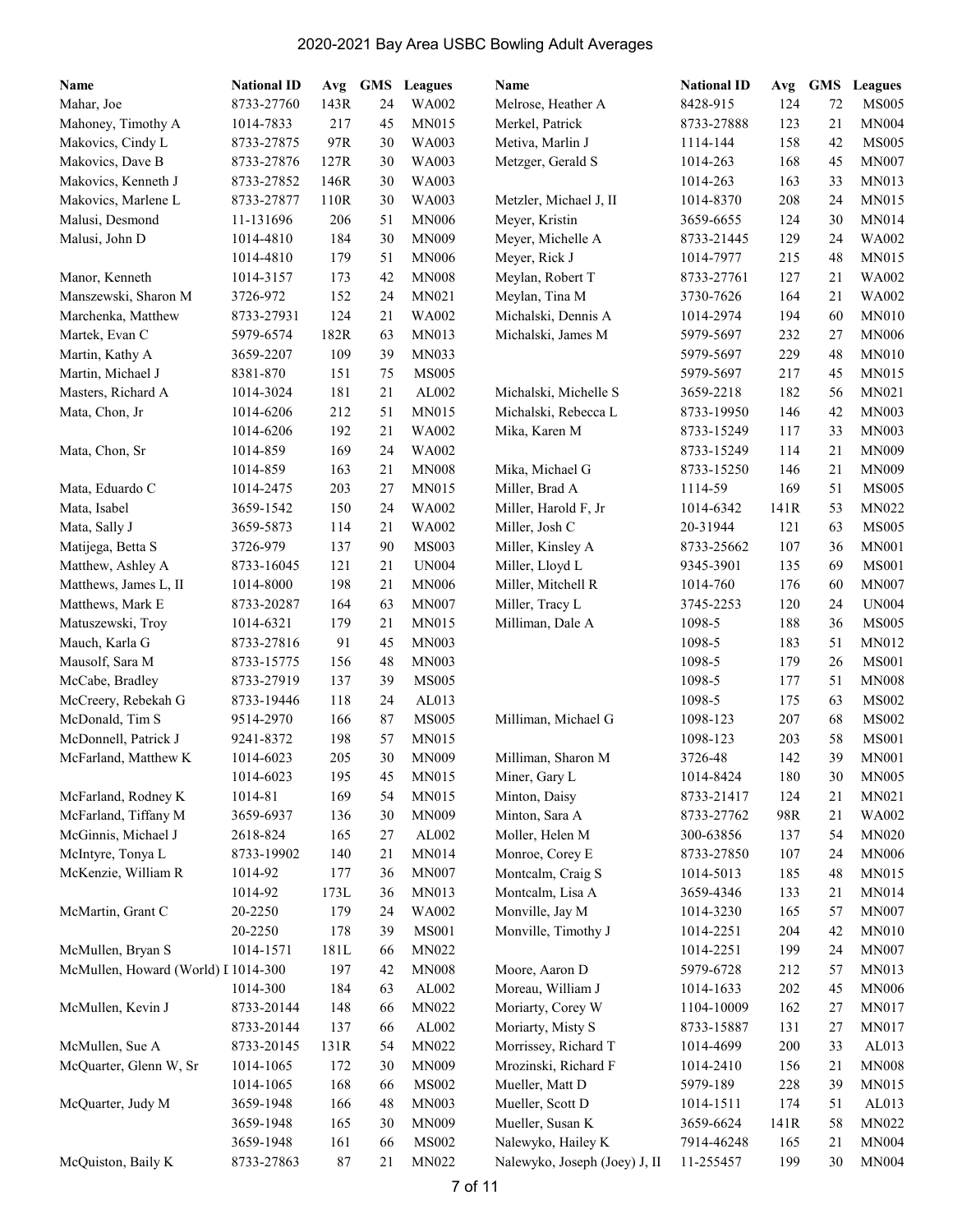# 2020-2021 Bay Area USBC Bowling Adult Averages

| Name | National ID | Avg | GMS | Leagues |
|---|---|---|---|---|
| Mahar, Joe | 8733-27760 | 143R | 24 | WA002 |
| Mahoney, Timothy A | 1014-7833 | 217 | 45 | MN015 |
| Makovics, Cindy L | 8733-27875 | 97R | 30 | WA003 |
| Makovics, Dave B | 8733-27876 | 127R | 30 | WA003 |
| Makovics, Kenneth J | 8733-27852 | 146R | 30 | WA003 |
| Makovics, Marlene L | 8733-27877 | 110R | 30 | WA003 |
| Malusi, Desmond | 11-131696 | 206 | 51 | MN006 |
| Malusi, John D | 1014-4810 | 184 | 30 | MN009 |
| | 1014-4810 | 179 | 51 | MN006 |
| Manor, Kenneth | 1014-3157 | 173 | 42 | MN008 |
| Manszewski, Sharon M | 3726-972 | 152 | 24 | MN021 |
| Marchenka, Matthew | 8733-27931 | 124 | 21 | WA002 |
| Martek, Evan C | 5979-6574 | 182R | 63 | MN013 |
| Martin, Kathy A | 3659-2207 | 109 | 39 | MN033 |
| Martin, Michael J | 8381-870 | 151 | 75 | MS005 |
| Masters, Richard A | 1014-3024 | 181 | 21 | AL002 |
| Mata, Chon, Jr | 1014-6206 | 212 | 51 | MN015 |
| | 1014-6206 | 192 | 21 | WA002 |
| Mata, Chon, Sr | 1014-859 | 169 | 24 | WA002 |
| | 1014-859 | 163 | 21 | MN008 |
| Mata, Eduardo C | 1014-2475 | 203 | 27 | MN015 |
| Mata, Isabel | 3659-1542 | 150 | 24 | WA002 |
| Mata, Sally J | 3659-5873 | 114 | 21 | WA002 |
| Matijega, Betta S | 3726-979 | 137 | 90 | MS003 |
| Matthew, Ashley A | 8733-16045 | 121 | 21 | UN004 |
| Matthews, James L, II | 1014-8000 | 198 | 21 | MN006 |
| Matthews, Mark E | 8733-20287 | 164 | 63 | MN007 |
| Matuszewski, Troy | 1014-6321 | 179 | 21 | MN015 |
| Mauch, Karla G | 8733-27816 | 91 | 45 | MN003 |
| Mausolf, Sara M | 8733-15775 | 156 | 48 | MN003 |
| McCabe, Bradley | 8733-27919 | 137 | 39 | MS005 |
| McCreery, Rebekah G | 8733-19446 | 118 | 24 | AL013 |
| McDonald, Tim S | 9514-2970 | 166 | 87 | MS005 |
| McDonnell, Patrick J | 9241-8372 | 198 | 57 | MN015 |
| McFarland, Matthew K | 1014-6023 | 205 | 30 | MN009 |
| | 1014-6023 | 195 | 45 | MN015 |
| McFarland, Rodney K | 1014-81 | 169 | 54 | MN015 |
| McFarland, Tiffany M | 3659-6937 | 136 | 30 | MN009 |
| McGinnis, Michael J | 2618-824 | 165 | 27 | AL002 |
| McIntyre, Tonya L | 8733-19902 | 140 | 21 | MN014 |
| McKenzie, William R | 1014-92 | 177 | 36 | MN007 |
| | 1014-92 | 173L | 36 | MN013 |
| McMartin, Grant C | 20-2250 | 179 | 24 | WA002 |
| | 20-2250 | 178 | 39 | MS001 |
| McMullen, Bryan S | 1014-1571 | 181L | 66 | MN022 |
| McMullen, Howard (World) I | 1014-300 | 197 | 42 | MN008 |
| | 1014-300 | 184 | 63 | AL002 |
| McMullen, Kevin J | 8733-20144 | 148 | 66 | MN022 |
| | 8733-20144 | 137 | 66 | AL002 |
| McMullen, Sue A | 8733-20145 | 131R | 54 | MN022 |
| McQuarter, Glenn W, Sr | 1014-1065 | 172 | 30 | MN009 |
| | 1014-1065 | 168 | 66 | MS002 |
| McQuarter, Judy M | 3659-1948 | 166 | 48 | MN003 |
| | 3659-1948 | 165 | 30 | MN009 |
| | 3659-1948 | 161 | 66 | MS002 |
| McQuiston, Baily K | 8733-27863 | 87 | 21 | MN022 |
| Melrose, Heather A | 8428-915 | 124 | 72 | MS005 |
| Merkel, Patrick | 8733-27888 | 123 | 21 | MN004 |
| Metiva, Marlin J | 1114-144 | 158 | 42 | MS005 |
| Metzger, Gerald S | 1014-263 | 168 | 45 | MN007 |
| | 1014-263 | 163 | 33 | MN013 |
| Metzler, Michael J, II | 1014-8370 | 208 | 24 | MN015 |
| Meyer, Kristin | 3659-6655 | 124 | 30 | MN014 |
| Meyer, Michelle A | 8733-21445 | 129 | 24 | WA002 |
| Meyer, Rick J | 1014-7977 | 215 | 48 | MN015 |
| Meylan, Robert T | 8733-27761 | 127 | 21 | WA002 |
| Meylan, Tina M | 3730-7626 | 164 | 21 | WA002 |
| Michalski, Dennis A | 1014-2974 | 194 | 60 | MN010 |
| Michalski, James M | 5979-5697 | 232 | 27 | MN006 |
| | 5979-5697 | 229 | 48 | MN010 |
| | 5979-5697 | 217 | 45 | MN015 |
| Michalski, Michelle S | 3659-2218 | 182 | 56 | MN021 |
| Michalski, Rebecca L | 8733-19950 | 146 | 42 | MN003 |
| Mika, Karen M | 8733-15249 | 117 | 33 | MN003 |
| | 8733-15249 | 114 | 21 | MN009 |
| Mika, Michael G | 8733-15250 | 146 | 21 | MN009 |
| Miller, Brad A | 1114-59 | 169 | 51 | MS005 |
| Miller, Harold F, Jr | 1014-6342 | 141R | 53 | MN022 |
| Miller, Josh C | 20-31944 | 121 | 63 | MS005 |
| Miller, Kinsley A | 8733-25662 | 107 | 36 | MN001 |
| Miller, Lloyd L | 9345-3901 | 135 | 69 | MS001 |
| Miller, Mitchell R | 1014-760 | 176 | 60 | MN007 |
| Miller, Tracy L | 3745-2253 | 120 | 24 | UN004 |
| Milliman, Dale A | 1098-5 | 188 | 36 | MS005 |
| | 1098-5 | 183 | 51 | MN012 |
| | 1098-5 | 179 | 26 | MS001 |
| | 1098-5 | 177 | 51 | MN008 |
| | 1098-5 | 175 | 63 | MS002 |
| Milliman, Michael G | 1098-123 | 207 | 68 | MS002 |
| | 1098-123 | 203 | 58 | MS001 |
| Milliman, Sharon M | 3726-48 | 142 | 39 | MN001 |
| Miner, Gary L | 1014-8424 | 180 | 30 | MN005 |
| Minton, Daisy | 8733-21417 | 124 | 21 | MN021 |
| Minton, Sara A | 8733-27762 | 98R | 21 | WA002 |
| Moller, Helen M | 300-63856 | 137 | 54 | MN020 |
| Monroe, Corey E | 8733-27850 | 107 | 24 | MN006 |
| Montcalm, Craig S | 1014-5013 | 185 | 48 | MN015 |
| Montcalm, Lisa A | 3659-4346 | 133 | 21 | MN014 |
| Monville, Jay M | 1014-3230 | 165 | 57 | MN007 |
| Monville, Timothy J | 1014-2251 | 204 | 42 | MN010 |
| | 1014-2251 | 199 | 24 | MN007 |
| Moore, Aaron D | 5979-6728 | 212 | 57 | MN013 |
| Moreau, William J | 1014-1633 | 202 | 45 | MN006 |
| Moriarty, Corey W | 1104-10009 | 162 | 27 | MN017 |
| Moriarty, Misty S | 8733-15887 | 131 | 27 | MN017 |
| Morrissey, Richard T | 1014-4699 | 200 | 33 | AL013 |
| Mrozinski, Richard F | 1014-2410 | 156 | 21 | MN008 |
| Mueller, Matt D | 5979-189 | 228 | 39 | MN015 |
| Mueller, Scott D | 1014-1511 | 174 | 51 | AL013 |
| Mueller, Susan K | 3659-6624 | 141R | 58 | MN022 |
| Nalewyko, Hailey K | 7914-46248 | 165 | 21 | MN004 |
| Nalewyko, Joseph (Joey) J, II | 11-255457 | 199 | 30 | MN004 |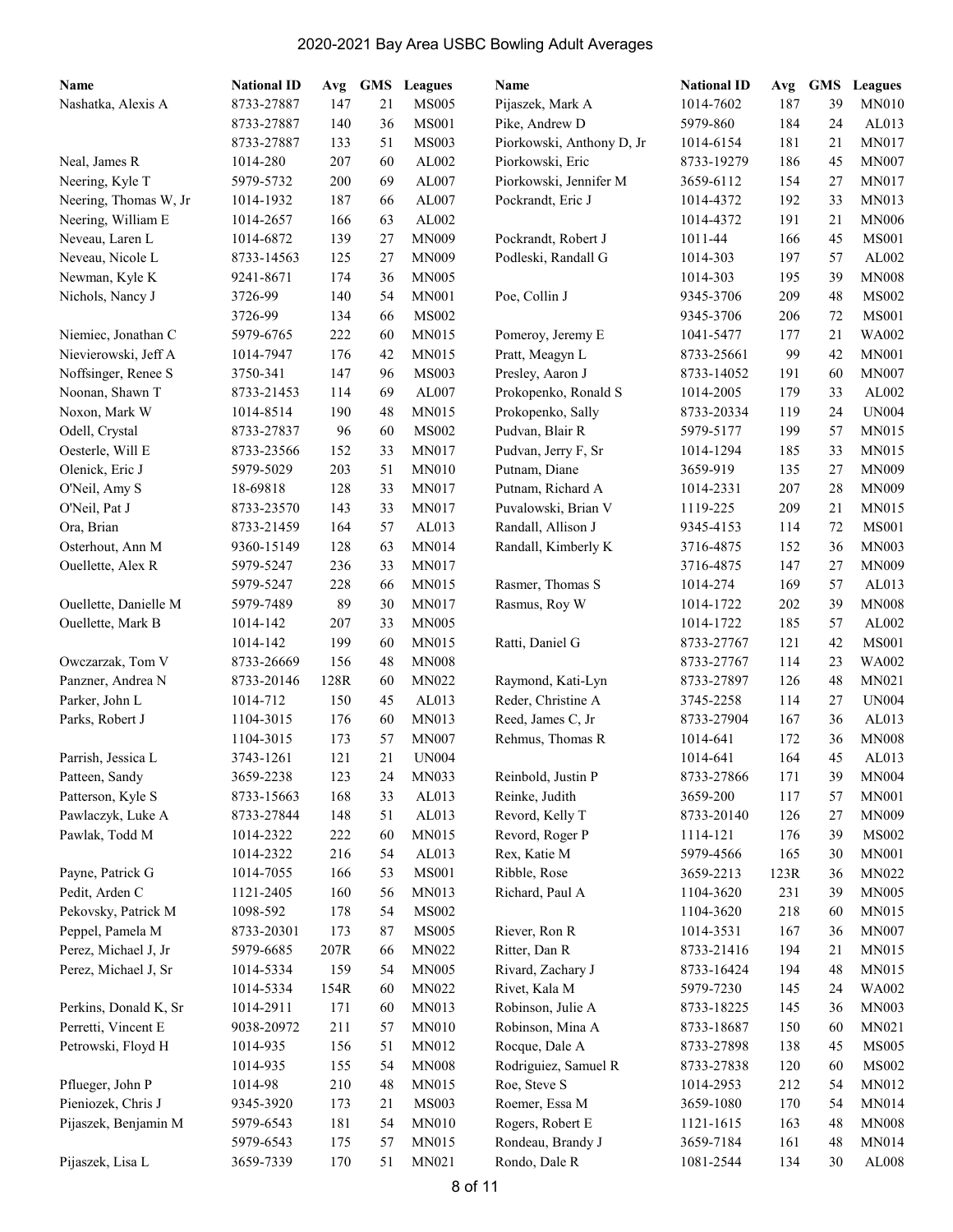# 2020-2021 Bay Area USBC Bowling Adult Averages

| Name | National ID | Avg | GMS | Leagues |
|---|---|---|---|---|
| Nashatka, Alexis A | 8733-27887 | 147 | 21 | MS005 |
| | 8733-27887 | 140 | 36 | MS001 |
| | 8733-27887 | 133 | 51 | MS003 |
| Neal, James R | 1014-280 | 207 | 60 | AL002 |
| Neering, Kyle T | 5979-5732 | 200 | 69 | AL007 |
| Neering, Thomas W, Jr | 1014-1932 | 187 | 66 | AL007 |
| Neering, William E | 1014-2657 | 166 | 63 | AL002 |
| Neveau, Laren L | 1014-6872 | 139 | 27 | MN009 |
| Neveau, Nicole L | 8733-14563 | 125 | 27 | MN009 |
| Newman, Kyle K | 9241-8671 | 174 | 36 | MN005 |
| Nichols, Nancy J | 3726-99 | 140 | 54 | MN001 |
| | 3726-99 | 134 | 66 | MS002 |
| Niemiec, Jonathan C | 5979-6765 | 222 | 60 | MN015 |
| Nievierowski, Jeff A | 1014-7947 | 176 | 42 | MN015 |
| Noffsinger, Renee S | 3750-341 | 147 | 96 | MS003 |
| Noonan, Shawn T | 8733-21453 | 114 | 69 | AL007 |
| Noxon, Mark W | 1014-8514 | 190 | 48 | MN015 |
| Odell, Crystal | 8733-27837 | 96 | 60 | MS002 |
| Oesterle, Will E | 8733-23566 | 152 | 33 | MN017 |
| Olenick, Eric J | 5979-5029 | 203 | 51 | MN010 |
| O'Neil, Amy S | 18-69818 | 128 | 33 | MN017 |
| O'Neil, Pat J | 8733-23570 | 143 | 33 | MN017 |
| Ora, Brian | 8733-21459 | 164 | 57 | AL013 |
| Osterhout, Ann M | 9360-15149 | 128 | 63 | MN014 |
| Ouellette, Alex R | 5979-5247 | 236 | 33 | MN017 |
| | 5979-5247 | 228 | 66 | MN015 |
| Ouellette, Danielle M | 5979-7489 | 89 | 30 | MN017 |
| Ouellette, Mark B | 1014-142 | 207 | 33 | MN005 |
| | 1014-142 | 199 | 60 | MN015 |
| Owczarzak, Tom V | 8733-26669 | 156 | 48 | MN008 |
| Panzner, Andrea N | 8733-20146 | 128R | 60 | MN022 |
| Parker, John L | 1014-712 | 150 | 45 | AL013 |
| Parks, Robert J | 1104-3015 | 176 | 60 | MN013 |
| | 1104-3015 | 173 | 57 | MN007 |
| Parrish, Jessica L | 3743-1261 | 121 | 21 | UN004 |
| Patteen, Sandy | 3659-2238 | 123 | 24 | MN033 |
| Patterson, Kyle S | 8733-15663 | 168 | 33 | AL013 |
| Pawlaczyk, Luke A | 8733-27844 | 148 | 51 | AL013 |
| Pawlak, Todd M | 1014-2322 | 222 | 60 | MN015 |
| | 1014-2322 | 216 | 54 | AL013 |
| Payne, Patrick G | 1014-7055 | 166 | 53 | MS001 |
| Pedit, Arden C | 1121-2405 | 160 | 56 | MN013 |
| Pekovsky, Patrick M | 1098-592 | 178 | 54 | MS002 |
| Peppel, Pamela M | 8733-20301 | 173 | 87 | MS005 |
| Perez, Michael J, Jr | 5979-6685 | 207R | 66 | MN022 |
| Perez, Michael J, Sr | 1014-5334 | 159 | 54 | MN005 |
| | 1014-5334 | 154R | 60 | MN022 |
| Perkins, Donald K, Sr | 1014-2911 | 171 | 60 | MN013 |
| Perretti, Vincent E | 9038-20972 | 211 | 57 | MN010 |
| Petrowski, Floyd H | 1014-935 | 156 | 51 | MN012 |
| | 1014-935 | 155 | 54 | MN008 |
| Pflueger, John P | 1014-98 | 210 | 48 | MN015 |
| Pieniozek, Chris J | 9345-3920 | 173 | 21 | MS003 |
| Pijaszek, Benjamin M | 5979-6543 | 181 | 54 | MN010 |
| | 5979-6543 | 175 | 57 | MN015 |
| Pijaszek, Lisa L | 3659-7339 | 170 | 51 | MN021 |
| Pijaszek, Mark A | 1014-7602 | 187 | 39 | MN010 |
| Pike, Andrew D | 5979-860 | 184 | 24 | AL013 |
| Piorkowski, Anthony D, Jr | 1014-6154 | 181 | 21 | MN017 |
| Piorkowski, Eric | 8733-19279 | 186 | 45 | MN007 |
| Piorkowski, Jennifer M | 3659-6112 | 154 | 27 | MN017 |
| Pockrandt, Eric J | 1014-4372 | 192 | 33 | MN013 |
| | 1014-4372 | 191 | 21 | MN006 |
| Pockrandt, Robert J | 1011-44 | 166 | 45 | MS001 |
| Podleski, Randall G | 1014-303 | 197 | 57 | AL002 |
| | 1014-303 | 195 | 39 | MN008 |
| Poe, Collin J | 9345-3706 | 209 | 48 | MS002 |
| | 9345-3706 | 206 | 72 | MS001 |
| Pomeroy, Jeremy E | 1041-5477 | 177 | 21 | WA002 |
| Pratt, Meagyn L | 8733-25661 | 99 | 42 | MN001 |
| Presley, Aaron J | 8733-14052 | 191 | 60 | MN007 |
| Prokopenko, Ronald S | 1014-2005 | 179 | 33 | AL002 |
| Prokopenko, Sally | 8733-20334 | 119 | 24 | UN004 |
| Pudvan, Blair R | 5979-5177 | 199 | 57 | MN015 |
| Pudvan, Jerry F, Sr | 1014-1294 | 185 | 33 | MN015 |
| Putnam, Diane | 3659-919 | 135 | 27 | MN009 |
| Putnam, Richard A | 1014-2331 | 207 | 28 | MN009 |
| Puvalowski, Brian V | 1119-225 | 209 | 21 | MN015 |
| Randall, Allison J | 9345-4153 | 114 | 72 | MS001 |
| Randall, Kimberly K | 3716-4875 | 152 | 36 | MN003 |
| | 3716-4875 | 147 | 27 | MN009 |
| Rasmer, Thomas S | 1014-274 | 169 | 57 | AL013 |
| Rasmus, Roy W | 1014-1722 | 202 | 39 | MN008 |
| | 1014-1722 | 185 | 57 | AL002 |
| Ratti, Daniel G | 8733-27767 | 121 | 42 | MS001 |
| | 8733-27767 | 114 | 23 | WA002 |
| Raymond, Kati-Lyn | 8733-27897 | 126 | 48 | MN021 |
| Reder, Christine A | 3745-2258 | 114 | 27 | UN004 |
| Reed, James C, Jr | 8733-27904 | 167 | 36 | AL013 |
| Rehmus, Thomas R | 1014-641 | 172 | 36 | MN008 |
| | 1014-641 | 164 | 45 | AL013 |
| Reinbold, Justin P | 8733-27866 | 171 | 39 | MN004 |
| Reinke, Judith | 3659-200 | 117 | 57 | MN001 |
| Revord, Kelly T | 8733-20140 | 126 | 27 | MN009 |
| Revord, Roger P | 1114-121 | 176 | 39 | MS002 |
| Rex, Katie M | 5979-4566 | 165 | 30 | MN001 |
| Ribble, Rose | 3659-2213 | 123R | 36 | MN022 |
| Richard, Paul A | 1104-3620 | 231 | 39 | MN005 |
| | 1104-3620 | 218 | 60 | MN015 |
| Riever, Ron R | 1014-3531 | 167 | 36 | MN007 |
| Ritter, Dan R | 8733-21416 | 194 | 21 | MN015 |
| Rivard, Zachary J | 8733-16424 | 194 | 48 | MN015 |
| Rivet, Kala M | 5979-7230 | 145 | 24 | WA002 |
| Robinson, Julie A | 8733-18225 | 145 | 36 | MN003 |
| Robinson, Mina A | 8733-18687 | 150 | 60 | MN021 |
| Rocque, Dale A | 8733-27898 | 138 | 45 | MS005 |
| Rodriguiez, Samuel R | 8733-27838 | 120 | 60 | MS002 |
| Roe, Steve S | 1014-2953 | 212 | 54 | MN012 |
| Roemer, Essa M | 3659-1080 | 170 | 54 | MN014 |
| Rogers, Robert E | 1121-1615 | 163 | 48 | MN008 |
| Rondeau, Brandy J | 3659-7184 | 161 | 48 | MN014 |
| Rondo, Dale R | 1081-2544 | 134 | 30 | AL008 |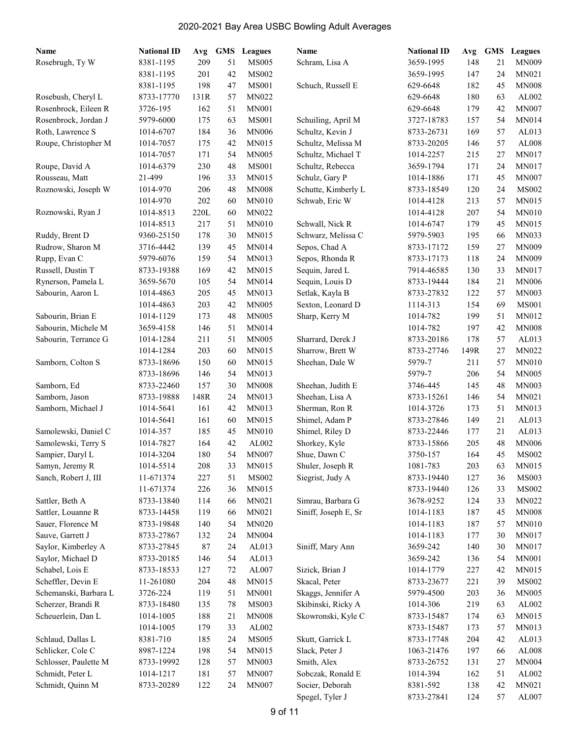# 2020-2021 Bay Area USBC Bowling Adult Averages

| Name | National ID | Avg | GMS | Leagues |
|---|---|---|---|---|
| Rosebrugh, Ty W | 8381-1195 | 209 | 51 | MS005 |
| | 8381-1195 | 201 | 42 | MS002 |
| | 8381-1195 | 198 | 47 | MS001 |
| Rosebush, Cheryl L | 8733-17770 | 131R | 57 | MN022 |
| Rosenbrock, Eileen R | 3726-195 | 162 | 51 | MN001 |
| Rosenbrock, Jordan J | 5979-6000 | 175 | 63 | MS001 |
| Roth, Lawrence S | 1014-6707 | 184 | 36 | MN006 |
| Roupe, Christopher M | 1014-7057 | 175 | 42 | MN015 |
| | 1014-7057 | 171 | 54 | MN005 |
| Roupe, David A | 1014-6379 | 230 | 48 | MS001 |
| Rousseau, Matt | 21-499 | 196 | 33 | MN015 |
| Roznowski, Joseph W | 1014-970 | 206 | 48 | MN008 |
| | 1014-970 | 202 | 60 | MN010 |
| Roznowski, Ryan J | 1014-8513 | 220L | 60 | MN022 |
| | 1014-8513 | 217 | 51 | MN010 |
| Ruddy, Brent D | 9360-25150 | 178 | 30 | MN015 |
| Rudrow, Sharon M | 3716-4442 | 139 | 45 | MN014 |
| Rupp, Evan C | 5979-6076 | 159 | 54 | MN013 |
| Russell, Dustin T | 8733-19388 | 169 | 42 | MN015 |
| Rynerson, Pamela L | 3659-5670 | 105 | 54 | MN014 |
| Sabourin, Aaron L | 1014-4863 | 205 | 45 | MN013 |
| | 1014-4863 | 203 | 42 | MN005 |
| Sabourin, Brian E | 1014-1129 | 173 | 48 | MN005 |
| Sabourin, Michele M | 3659-4158 | 146 | 51 | MN014 |
| Sabourin, Terrance G | 1014-1284 | 211 | 51 | MN005 |
| | 1014-1284 | 203 | 60 | MN015 |
| Samborn, Colton S | 8733-18696 | 150 | 60 | MN015 |
| | 8733-18696 | 146 | 54 | MN013 |
| Samborn, Ed | 8733-22460 | 157 | 30 | MN008 |
| Samborn, Jason | 8733-19888 | 148R | 24 | MN013 |
| Samborn, Michael J | 1014-5641 | 161 | 42 | MN013 |
| | 1014-5641 | 161 | 60 | MN015 |
| Samolewski, Daniel C | 1014-357 | 185 | 45 | MN010 |
| Samolewski, Terry S | 1014-7827 | 164 | 42 | AL002 |
| Sampier, Daryl L | 1014-3204 | 180 | 54 | MN007 |
| Samyn, Jeremy R | 1014-5514 | 208 | 33 | MN015 |
| Sanch, Robert J, III | 11-671374 | 227 | 51 | MS002 |
| | 11-671374 | 226 | 36 | MN015 |
| Sattler, Beth A | 8733-13840 | 114 | 66 | MN021 |
| Sattler, Louanne R | 8733-14458 | 119 | 66 | MN021 |
| Sauer, Florence M | 8733-19848 | 140 | 54 | MN020 |
| Sauve, Garrett J | 8733-27867 | 132 | 24 | MN004 |
| Saylor, Kimberley A | 8733-27845 | 87 | 24 | AL013 |
| Saylor, Michael D | 8733-20185 | 146 | 54 | AL013 |
| Schabel, Lois E | 8733-18533 | 127 | 72 | AL007 |
| Scheffler, Devin E | 11-261080 | 204 | 48 | MN015 |
| Schemanski, Barbara L | 3726-224 | 119 | 51 | MN001 |
| Scherzer, Brandi R | 8733-18480 | 135 | 78 | MS003 |
| Scheuerlein, Dan L | 1014-1005 | 188 | 21 | MN008 |
| | 1014-1005 | 179 | 33 | AL002 |
| Schlaud, Dallas L | 8381-710 | 185 | 24 | MS005 |
| Schlicker, Cole C | 8987-1224 | 198 | 54 | MN015 |
| Schlosser, Paulette M | 8733-19992 | 128 | 57 | MN003 |
| Schmidt, Peter L | 1014-1217 | 181 | 57 | MN007 |
| Schmidt, Quinn M | 8733-20289 | 122 | 24 | MN007 |
| Schram, Lisa A | 3659-1995 | 148 | 21 | MN009 |
| | 3659-1995 | 147 | 24 | MN021 |
| Schuch, Russell E | 629-6648 | 182 | 45 | MN008 |
| | 629-6648 | 180 | 63 | AL002 |
| | 629-6648 | 179 | 42 | MN007 |
| Schuiling, April M | 3727-18783 | 157 | 54 | MN014 |
| Schultz, Kevin J | 8733-26731 | 169 | 57 | AL013 |
| Schultz, Melissa M | 8733-20205 | 146 | 57 | AL008 |
| Schultz, Michael T | 1014-2257 | 215 | 27 | MN017 |
| Schultz, Rebecca | 3659-1794 | 171 | 24 | MN017 |
| Schulz, Gary P | 1014-1886 | 171 | 45 | MN007 |
| Schutte, Kimberly L | 8733-18549 | 120 | 24 | MS002 |
| Schwab, Eric W | 1014-4128 | 213 | 57 | MN015 |
| | 1014-4128 | 207 | 54 | MN010 |
| Schwall, Nick R | 1014-6747 | 179 | 45 | MN015 |
| Schwarz, Melissa C | 5979-5903 | 195 | 66 | MN033 |
| Sepos, Chad A | 8733-17172 | 159 | 27 | MN009 |
| Sepos, Rhonda R | 8733-17173 | 118 | 24 | MN009 |
| Sequin, Jared L | 7914-46585 | 130 | 33 | MN017 |
| Sequin, Louis D | 8733-19444 | 184 | 21 | MN006 |
| Setlak, Kayla B | 8733-27832 | 122 | 57 | MN003 |
| Sexton, Leonard D | 1114-313 | 154 | 69 | MS001 |
| Sharp, Kerry M | 1014-782 | 199 | 51 | MN012 |
| | 1014-782 | 197 | 42 | MN008 |
| Sharrard, Derek J | 8733-20186 | 178 | 57 | AL013 |
| Sharrow, Brett W | 8733-27746 | 149R | 27 | MN022 |
| Sheehan, Dale W | 5979-7 | 211 | 57 | MN010 |
| | 5979-7 | 206 | 54 | MN005 |
| Sheehan, Judith E | 3746-445 | 145 | 48 | MN003 |
| Sheehan, Lisa A | 8733-15261 | 146 | 54 | MN021 |
| Sherman, Ron R | 1014-3726 | 173 | 51 | MN013 |
| Shimel, Adam P | 8733-27846 | 149 | 21 | AL013 |
| Shimel, Riley D | 8733-22446 | 177 | 21 | AL013 |
| Shorkey, Kyle | 8733-15866 | 205 | 48 | MN006 |
| Shue, Dawn C | 3750-157 | 164 | 45 | MS002 |
| Shuler, Joseph R | 1081-783 | 203 | 63 | MN015 |
| Siegrist, Judy A | 8733-19440 | 127 | 36 | MS003 |
| | 8733-19440 | 126 | 33 | MS002 |
| Simrau, Barbara G | 3678-9252 | 124 | 33 | MN022 |
| Siniff, Joseph E, Sr | 1014-1183 | 187 | 45 | MN008 |
| | 1014-1183 | 187 | 57 | MN010 |
| | 1014-1183 | 177 | 30 | MN017 |
| Siniff, Mary Ann | 3659-242 | 140 | 30 | MN017 |
| | 3659-242 | 136 | 54 | MN001 |
| Sizick, Brian J | 1014-1779 | 227 | 42 | MN015 |
| Skacal, Peter | 8733-23677 | 221 | 39 | MS002 |
| Skaggs, Jennifer A | 5979-4500 | 203 | 36 | MN005 |
| Skibinski, Ricky A | 1014-306 | 219 | 63 | AL002 |
| Skowronski, Kyle C | 8733-15487 | 174 | 63 | MN015 |
| | 8733-15487 | 173 | 57 | MN013 |
| Skutt, Garrick L | 8733-17748 | 204 | 42 | AL013 |
| Slack, Peter J | 1063-21476 | 197 | 66 | AL008 |
| Smith, Alex | 8733-26752 | 131 | 27 | MN004 |
| Sobczak, Ronald E | 1014-394 | 162 | 51 | AL002 |
| Socier, Deborah | 8381-592 | 138 | 42 | MN021 |
| Spegel, Tyler J | 8733-27841 | 124 | 57 | AL007 |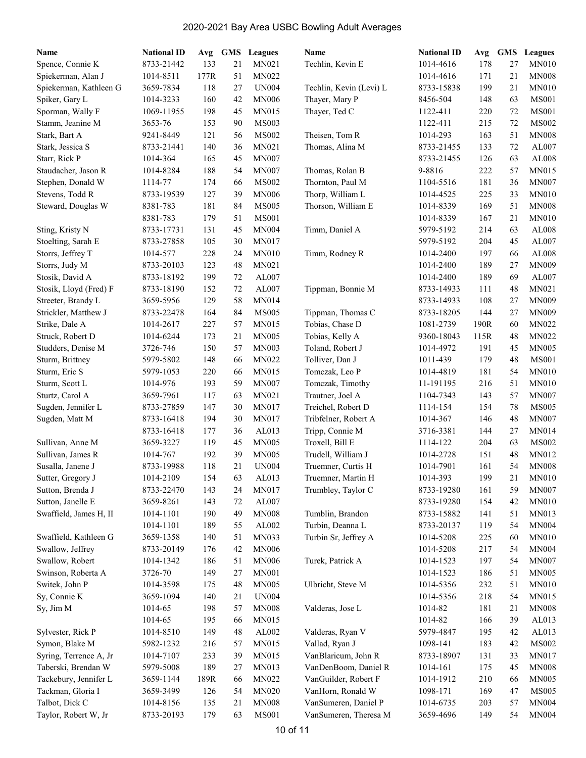# 2020-2021 Bay Area USBC Bowling Adult Averages

| Name | National ID | Avg | GMS | Leagues |
|---|---|---|---|---|
| Spence, Connie K | 8733-21442 | 133 | 21 | MN021 |
| Spiekerman, Alan J | 1014-8511 | 177R | 51 | MN022 |
| Spiekerman, Kathleen G | 3659-7834 | 118 | 27 | UN004 |
| Spiker, Gary L | 1014-3233 | 160 | 42 | MN006 |
| Sporman, Wally F | 1069-11955 | 198 | 45 | MN015 |
| Stamm, Jeanine M | 3653-76 | 153 | 90 | MS003 |
| Stark, Bart A | 9241-8449 | 121 | 56 | MS002 |
| Stark, Jessica S | 8733-21441 | 140 | 36 | MN021 |
| Starr, Rick P | 1014-364 | 165 | 45 | MN007 |
| Staudacher, Jason R | 1014-8284 | 188 | 54 | MN007 |
| Stephen, Donald W | 1114-77 | 174 | 66 | MS002 |
| Stevens, Todd R | 8733-19539 | 127 | 39 | MN006 |
| Steward, Douglas W | 8381-783 | 181 | 84 | MS005 |
| | 8381-783 | 179 | 51 | MS001 |
| Sting, Kristy N | 8733-17731 | 131 | 45 | MN004 |
| Stoelting, Sarah E | 8733-27858 | 105 | 30 | MN017 |
| Storrs, Jeffrey T | 1014-577 | 228 | 24 | MN010 |
| Storrs, Judy M | 8733-20103 | 123 | 48 | MN021 |
| Stosik, David A | 8733-18192 | 199 | 72 | AL007 |
| Stosik, Lloyd (Fred) F | 8733-18190 | 152 | 72 | AL007 |
| Streeter, Brandy L | 3659-5956 | 129 | 58 | MN014 |
| Strickler, Matthew J | 8733-22478 | 164 | 84 | MS005 |
| Strike, Dale A | 1014-2617 | 227 | 57 | MN015 |
| Struck, Robert D | 1014-6244 | 173 | 21 | MN005 |
| Studders, Denise M | 3726-746 | 150 | 57 | MN003 |
| Sturm, Brittney | 5979-5802 | 148 | 66 | MN022 |
| Sturm, Eric S | 5979-1053 | 220 | 66 | MN015 |
| Sturm, Scott L | 1014-976 | 193 | 59 | MN007 |
| Sturtz, Carol A | 3659-7961 | 117 | 63 | MN021 |
| Sugden, Jennifer L | 8733-27859 | 147 | 30 | MN017 |
| Sugden, Matt M | 8733-16418 | 194 | 30 | MN017 |
| | 8733-16418 | 177 | 36 | AL013 |
| Sullivan, Anne M | 3659-3227 | 119 | 45 | MN005 |
| Sullivan, James R | 1014-767 | 192 | 39 | MN005 |
| Susalla, Janene J | 8733-19988 | 118 | 21 | UN004 |
| Sutter, Gregory J | 1014-2109 | 154 | 63 | AL013 |
| Sutton, Brenda J | 8733-22470 | 143 | 24 | MN017 |
| Sutton, Janelle E | 3659-8261 | 143 | 72 | AL007 |
| Swaffield, James H, II | 1014-1101 | 190 | 49 | MN008 |
| | 1014-1101 | 189 | 55 | AL002 |
| Swaffield, Kathleen G | 3659-1358 | 140 | 51 | MN033 |
| Swallow, Jeffrey | 8733-20149 | 176 | 42 | MN006 |
| Swallow, Robert | 1014-1342 | 186 | 51 | MN006 |
| Swinson, Roberta A | 3726-70 | 149 | 27 | MN001 |
| Switek, John P | 1014-3598 | 175 | 48 | MN005 |
| Sy, Connie K | 3659-1094 | 140 | 21 | UN004 |
| Sy, Jim M | 1014-65 | 198 | 57 | MN008 |
| | 1014-65 | 195 | 66 | MN015 |
| Sylvester, Rick P | 1014-8510 | 149 | 48 | AL002 |
| Symon, Blake M | 5982-1232 | 216 | 57 | MN015 |
| Syring, Terrence A, Jr | 1014-7107 | 233 | 39 | MN015 |
| Taberski, Brendan W | 5979-5008 | 189 | 27 | MN013 |
| Tackebury, Jennifer L | 3659-1144 | 189R | 66 | MN022 |
| Tackman, Gloria I | 3659-3499 | 126 | 54 | MN020 |
| Talbot, Dick C | 1014-8156 | 135 | 21 | MN008 |
| Taylor, Robert W, Jr | 8733-20193 | 179 | 63 | MS001 |
| Techlin, Kevin E | 1014-4616 | 178 | 27 | MN010 |
| | 1014-4616 | 171 | 21 | MN008 |
| Techlin, Kevin (Levi) L | 8733-15838 | 199 | 21 | MN010 |
| Thayer, Mary P | 8456-504 | 148 | 63 | MS001 |
| Thayer, Ted C | 1122-411 | 220 | 72 | MS001 |
| | 1122-411 | 215 | 72 | MS002 |
| Theisen, Tom R | 1014-293 | 163 | 51 | MN008 |
| Thomas, Alina M | 8733-21455 | 133 | 72 | AL007 |
| | 8733-21455 | 126 | 63 | AL008 |
| Thomas, Rolan B | 9-8816 | 222 | 57 | MN015 |
| Thornton, Paul M | 1104-5516 | 181 | 36 | MN007 |
| Thorp, William L | 1014-4525 | 225 | 33 | MN010 |
| Thorson, William E | 1014-8339 | 169 | 51 | MN008 |
| | 1014-8339 | 167 | 21 | MN010 |
| Timm, Daniel A | 5979-5192 | 214 | 63 | AL008 |
| | 5979-5192 | 204 | 45 | AL007 |
| Timm, Rodney R | 1014-2400 | 197 | 66 | AL008 |
| | 1014-2400 | 189 | 27 | MN009 |
| | 1014-2400 | 189 | 69 | AL007 |
| Tippman, Bonnie M | 8733-14933 | 111 | 48 | MN021 |
| | 8733-14933 | 108 | 27 | MN009 |
| Tippman, Thomas C | 8733-18205 | 144 | 27 | MN009 |
| Tobias, Chase D | 1081-2739 | 190R | 60 | MN022 |
| Tobias, Kelly A | 9360-18043 | 115R | 48 | MN022 |
| Toland, Robert J | 1014-4972 | 191 | 45 | MN005 |
| Tolliver, Dan J | 1011-439 | 179 | 48 | MS001 |
| Tomczak, Leo P | 1014-4819 | 181 | 54 | MN010 |
| Tomczak, Timothy | 11-191195 | 216 | 51 | MN010 |
| Trautner, Joel A | 1104-7343 | 143 | 57 | MN007 |
| Treichel, Robert D | 1114-154 | 154 | 78 | MS005 |
| Tribfelner, Robert A | 1014-367 | 146 | 48 | MN007 |
| Tripp, Connie M | 3716-3381 | 144 | 27 | MN014 |
| Troxell, Bill E | 1114-122 | 204 | 63 | MS002 |
| Trudell, William J | 1014-2728 | 151 | 48 | MN012 |
| Truemner, Curtis H | 1014-7901 | 161 | 54 | MN008 |
| Truemner, Martin H | 1014-393 | 199 | 21 | MN010 |
| Trumbley, Taylor C | 8733-19280 | 161 | 59 | MN007 |
| | 8733-19280 | 154 | 42 | MN010 |
| Tumblin, Brandon | 8733-15882 | 141 | 51 | MN013 |
| Turbin, Deanna L | 8733-20137 | 119 | 54 | MN004 |
| Turbin Sr, Jeffrey A | 1014-5208 | 225 | 60 | MN010 |
| | 1014-5208 | 217 | 54 | MN004 |
| Turek, Patrick A | 1014-1523 | 197 | 54 | MN007 |
| | 1014-1523 | 186 | 51 | MN005 |
| Ulbricht, Steve M | 1014-5356 | 232 | 51 | MN010 |
| | 1014-5356 | 218 | 54 | MN015 |
| Valderas, Jose L | 1014-82 | 181 | 21 | MN008 |
| | 1014-82 | 166 | 39 | AL013 |
| Valderas, Ryan V | 5979-4847 | 195 | 42 | AL013 |
| Vallad, Ryan J | 1098-141 | 183 | 42 | MS002 |
| VanBlaricum, John R | 8733-18907 | 131 | 33 | MN017 |
| VanDenBoom, Daniel R | 1014-161 | 175 | 45 | MN008 |
| VanGuilder, Robert F | 1014-1912 | 210 | 66 | MN005 |
| VanHorn, Ronald W | 1098-171 | 169 | 47 | MS005 |
| VanSumeren, Daniel P | 1014-6735 | 203 | 57 | MN004 |
| VanSumeren, Theresa M | 3659-4696 | 149 | 54 | MN004 |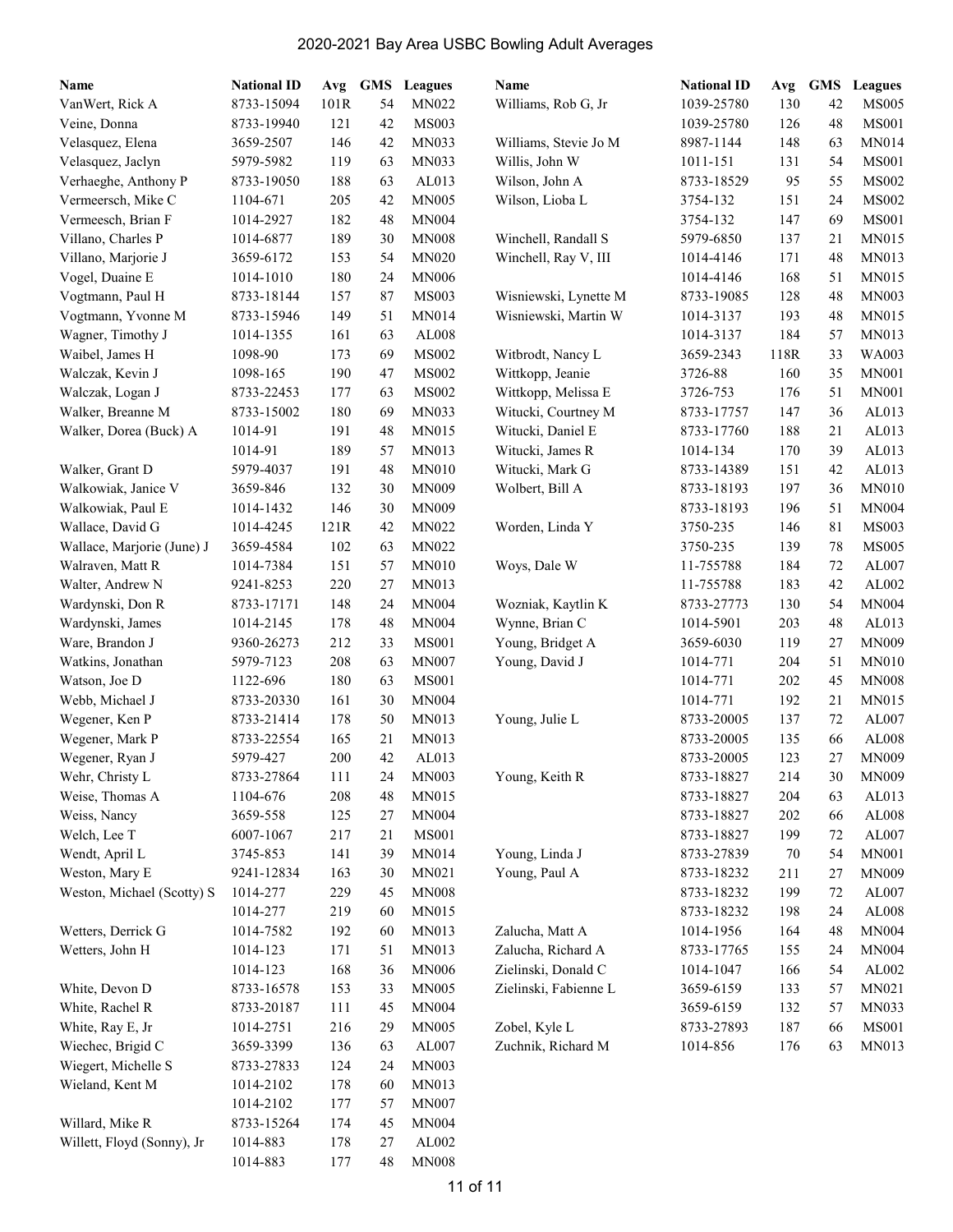# 2020-2021 Bay Area USBC Bowling Adult Averages

| Name | National ID | Avg | GMS | Leagues |
|---|---|---|---|---|
| VanWert, Rick A | 8733-15094 | 101R | 54 | MN022 |
| Veine, Donna | 8733-19940 | 121 | 42 | MS003 |
| Velasquez, Elena | 3659-2507 | 146 | 42 | MN033 |
| Velasquez, Jaclyn | 5979-5982 | 119 | 63 | MN033 |
| Verhaeghe, Anthony P | 8733-19050 | 188 | 63 | AL013 |
| Vermeersch, Mike C | 1104-671 | 205 | 42 | MN005 |
| Vermeesch, Brian F | 1014-2927 | 182 | 48 | MN004 |
| Villano, Charles P | 1014-6877 | 189 | 30 | MN008 |
| Villano, Marjorie J | 3659-6172 | 153 | 54 | MN020 |
| Vogel, Duaine E | 1014-1010 | 180 | 24 | MN006 |
| Vogtmann, Paul H | 8733-18144 | 157 | 87 | MS003 |
| Vogtmann, Yvonne M | 8733-15946 | 149 | 51 | MN014 |
| Wagner, Timothy J | 1014-1355 | 161 | 63 | AL008 |
| Waibel, James H | 1098-90 | 173 | 69 | MS002 |
| Walczak, Kevin J | 1098-165 | 190 | 47 | MS002 |
| Walczak, Logan J | 8733-22453 | 177 | 63 | MS002 |
| Walker, Breanne M | 8733-15002 | 180 | 69 | MN033 |
| Walker, Dorea (Buck) A | 1014-91 | 191 | 48 | MN015 |
| | 1014-91 | 189 | 57 | MN013 |
| Walker, Grant D | 5979-4037 | 191 | 48 | MN010 |
| Walkowiak, Janice V | 3659-846 | 132 | 30 | MN009 |
| Walkowiak, Paul E | 1014-1432 | 146 | 30 | MN009 |
| Wallace, David G | 1014-4245 | 121R | 42 | MN022 |
| Wallace, Marjorie (June) J | 3659-4584 | 102 | 63 | MN022 |
| Walraven, Matt R | 1014-7384 | 151 | 57 | MN010 |
| Walter, Andrew N | 9241-8253 | 220 | 27 | MN013 |
| Wardynski, Don R | 8733-17171 | 148 | 24 | MN004 |
| Wardynski, James | 1014-2145 | 178 | 48 | MN004 |
| Ware, Brandon J | 9360-26273 | 212 | 33 | MS001 |
| Watkins, Jonathan | 5979-7123 | 208 | 63 | MN007 |
| Watson, Joe D | 1122-696 | 180 | 63 | MS001 |
| Webb, Michael J | 8733-20330 | 161 | 30 | MN004 |
| Wegener, Ken P | 8733-21414 | 178 | 50 | MN013 |
| Wegener, Mark P | 8733-22554 | 165 | 21 | MN013 |
| Wegener, Ryan J | 5979-427 | 200 | 42 | AL013 |
| Wehr, Christy L | 8733-27864 | 111 | 24 | MN003 |
| Weise, Thomas A | 1104-676 | 208 | 48 | MN015 |
| Weiss, Nancy | 3659-558 | 125 | 27 | MN004 |
| Welch, Lee T | 6007-1067 | 217 | 21 | MS001 |
| Wendt, April L | 3745-853 | 141 | 39 | MN014 |
| Weston, Mary E | 9241-12834 | 163 | 30 | MN021 |
| Weston, Michael (Scotty) S | 1014-277 | 229 | 45 | MN008 |
| | 1014-277 | 219 | 60 | MN015 |
| Wetters, Derrick G | 1014-7582 | 192 | 60 | MN013 |
| Wetters, John H | 1014-123 | 171 | 51 | MN013 |
| | 1014-123 | 168 | 36 | MN006 |
| White, Devon D | 8733-16578 | 153 | 33 | MN005 |
| White, Rachel R | 8733-20187 | 111 | 45 | MN004 |
| White, Ray E, Jr | 1014-2751 | 216 | 29 | MN005 |
| Wiechec, Brigid C | 3659-3399 | 136 | 63 | AL007 |
| Wiegert, Michelle S | 8733-27833 | 124 | 24 | MN003 |
| Wieland, Kent M | 1014-2102 | 178 | 60 | MN013 |
| | 1014-2102 | 177 | 57 | MN007 |
| Willard, Mike R | 8733-15264 | 174 | 45 | MN004 |
| Willett, Floyd (Sonny), Jr | 1014-883 | 178 | 27 | AL002 |
| | 1014-883 | 177 | 48 | MN008 |
| Williams, Rob G, Jr | 1039-25780 | 130 | 42 | MS005 |
| | 1039-25780 | 126 | 48 | MS001 |
| Williams, Stevie Jo M | 8987-1144 | 148 | 63 | MN014 |
| Willis, John W | 1011-151 | 131 | 54 | MS001 |
| Wilson, John A | 8733-18529 | 95 | 55 | MS002 |
| Wilson, Lioba L | 3754-132 | 151 | 24 | MS002 |
| | 3754-132 | 147 | 69 | MS001 |
| Winchell, Randall S | 5979-6850 | 137 | 21 | MN015 |
| Winchell, Ray V, III | 1014-4146 | 171 | 48 | MN013 |
| | 1014-4146 | 168 | 51 | MN015 |
| Wisniewski, Lynette M | 8733-19085 | 128 | 48 | MN003 |
| Wisniewski, Martin W | 1014-3137 | 193 | 48 | MN015 |
| | 1014-3137 | 184 | 57 | MN013 |
| Witbrodt, Nancy L | 3659-2343 | 118R | 33 | WA003 |
| Wittkopp, Jeanie | 3726-88 | 160 | 35 | MN001 |
| Wittkopp, Melissa E | 3726-753 | 176 | 51 | MN001 |
| Witucki, Courtney M | 8733-17757 | 147 | 36 | AL013 |
| Witucki, Daniel E | 8733-17760 | 188 | 21 | AL013 |
| Witucki, James R | 1014-134 | 170 | 39 | AL013 |
| Witucki, Mark G | 8733-14389 | 151 | 42 | AL013 |
| Wolbert, Bill A | 8733-18193 | 197 | 36 | MN010 |
| | 8733-18193 | 196 | 51 | MN004 |
| Worden, Linda Y | 3750-235 | 146 | 81 | MS003 |
| | 3750-235 | 139 | 78 | MS005 |
| Woys, Dale W | 11-755788 | 184 | 72 | AL007 |
| | 11-755788 | 183 | 42 | AL002 |
| Wozniak, Kaytlin K | 8733-27773 | 130 | 54 | MN004 |
| Wynne, Brian C | 1014-5901 | 203 | 48 | AL013 |
| Young, Bridget A | 3659-6030 | 119 | 27 | MN009 |
| Young, David J | 1014-771 | 204 | 51 | MN010 |
| | 1014-771 | 202 | 45 | MN008 |
| | 1014-771 | 192 | 21 | MN015 |
| Young, Julie L | 8733-20005 | 137 | 72 | AL007 |
| | 8733-20005 | 135 | 66 | AL008 |
| | 8733-20005 | 123 | 27 | MN009 |
| Young, Keith R | 8733-18827 | 214 | 30 | MN009 |
| | 8733-18827 | 204 | 63 | AL013 |
| | 8733-18827 | 202 | 66 | AL008 |
| | 8733-18827 | 199 | 72 | AL007 |
| Young, Linda J | 8733-27839 | 70 | 54 | MN001 |
| Young, Paul A | 8733-18232 | 211 | 27 | MN009 |
| | 8733-18232 | 199 | 72 | AL007 |
| | 8733-18232 | 198 | 24 | AL008 |
| Zalucha, Matt A | 1014-1956 | 164 | 48 | MN004 |
| Zalucha, Richard A | 8733-17765 | 155 | 24 | MN004 |
| Zielinski, Donald C | 1014-1047 | 166 | 54 | AL002 |
| Zielinski, Fabienne L | 3659-6159 | 133 | 57 | MN021 |
| | 3659-6159 | 132 | 57 | MN033 |
| Zobel, Kyle L | 8733-27893 | 187 | 66 | MS001 |
| Zuchnik, Richard M | 1014-856 | 176 | 63 | MN013 |